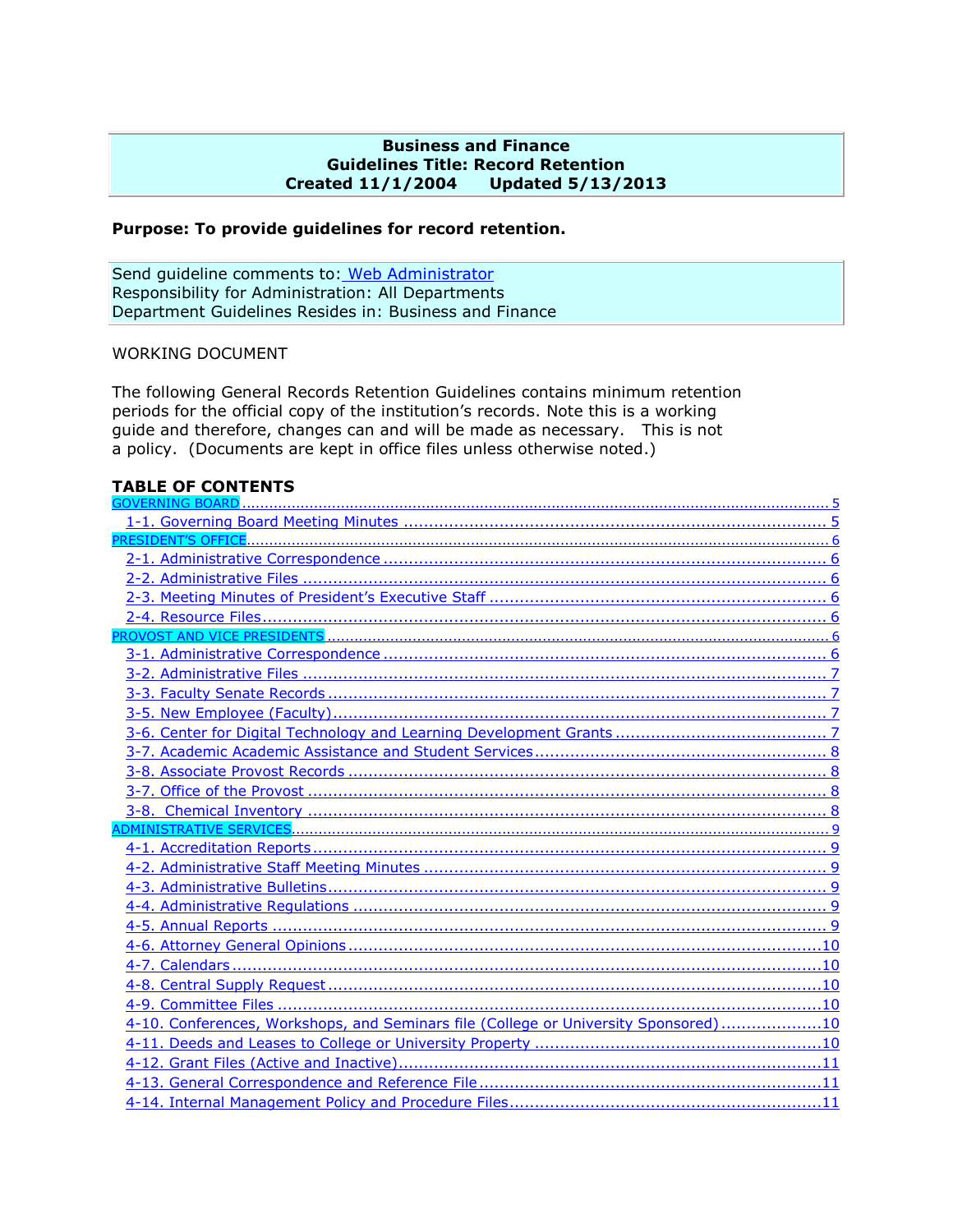**Business and Finance**
**Guidelines Title: Record Retention**
**Created 11/1/2004 Updated 5/13/2013**

**Purpose: To provide guidelines for record retention.**

Send guideline comments to: Web Administrator
Responsibility for Administration: All Departments
Department Guidelines Resides in: Business and Finance

WORKING DOCUMENT

The following General Records Retention Guidelines contains minimum retention periods for the official copy of the institution's records. Note this is a working guide and therefore, changes can and will be made as necessary. This is not a policy. (Documents are kept in office files unless otherwise noted.)

## TABLE OF CONTENTS

GOVERNING BOARD ........ 5
- 1-1. Governing Board Meeting Minutes ........ 5

PRESIDENT'S OFFICE ........ 6
- 2-1. Administrative Correspondence ........ 6
- 2-2. Administrative Files ........ 6
- 2-3. Meeting Minutes of President's Executive Staff ........ 6
- 2-4. Resource Files ........ 6

PROVOST AND VICE PRESIDENTS ........ 6
- 3-1. Administrative Correspondence ........ 6
- 3-2. Administrative Files ........ 7
- 3-3. Faculty Senate Records ........ 7
- 3-5. New Employee (Faculty) ........ 7
- 3-6. Center for Digital Technology and Learning Development Grants ........ 7
- 3-7. Academic Academic Assistance and Student Services ........ 8
- 3-8. Associate Provost Records ........ 8
- 3-7. Office of the Provost ........ 8
- 3-8. Chemical Inventory ........ 8

ADMINISTRATIVE SERVICES ........ 9
- 4-1. Accreditation Reports ........ 9
- 4-2. Administrative Staff Meeting Minutes ........ 9
- 4-3. Administrative Bulletins ........ 9
- 4-4. Administrative Regulations ........ 9
- 4-5. Annual Reports ........ 9
- 4-6. Attorney General Opinions ........ 10
- 4-7. Calendars ........ 10
- 4-8. Central Supply Request ........ 10
- 4-9. Committee Files ........ 10
- 4-10. Conferences, Workshops, and Seminars file (College or University Sponsored) ........ 10
- 4-11. Deeds and Leases to College or University Property ........ 10
- 4-12. Grant Files (Active and Inactive) ........ 11
- 4-13. General Correspondence and Reference File ........ 11
- 4-14. Internal Management Policy and Procedure Files ........ 11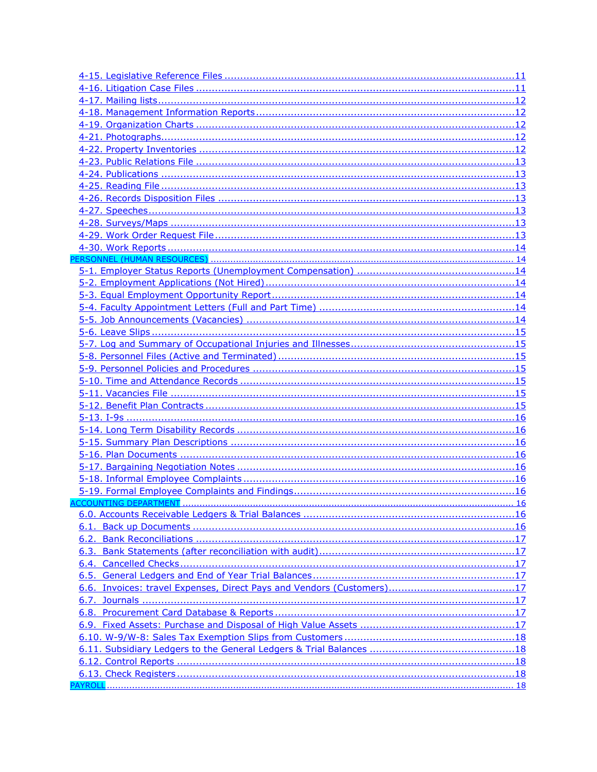4-15. Legislative Reference Files ........................................................................................11
4-16. Litigation Case Files .....................................................................................................11
4-17. Mailing lists.....................................................................................................................12
4-18. Management Information Reports..................................................................................12
4-19. Organization Charts .....................................................................................................12
4-21. Photographs....................................................................................................................12
4-22. Property Inventories .....................................................................................................12
4-23. Public Relations File .....................................................................................................13
4-24. Publications ...................................................................................................................13
4-25. Reading File ...................................................................................................................13
4-26. Records Disposition Files ..............................................................................................13
4-27. Speeches.........................................................................................................................13
4-28. Surveys/Maps ................................................................................................................13
4-29. Work Order Request File................................................................................................13
4-30. Work Reports ..................................................................................................................14

PERSONNEL (HUMAN RESOURCES) ........................................................................................... 14

5-1. Employer Status Reports (Unemployment Compensation) ..................................................14
5-2. Employment Applications (Not Hired)...............................................................................14
5-3. Equal Employment Opportunity Report.............................................................................14
5-4. Faculty Appointment Letters (Full and Part Time) ..............................................................14
5-5. Job Announcements (Vacancies) .....................................................................................14
5-6. Leave Slips .......................................................................................................................15
5-7. Log and Summary of Occupational Injuries and Illnesses....................................................15
5-8. Personnel Files (Active and Terminated) ...........................................................................15
5-9. Personnel Policies and Procedures ...................................................................................15
5-10. Time and Attendance Records .......................................................................................15
5-11. Vacancies File ................................................................................................................15
5-12. Benefit Plan Contracts ...................................................................................................15
5-13. I-9s ................................................................................................................................16
5-14. Long Term Disability Records .........................................................................................16
5-15. Summary Plan Descriptions ...........................................................................................16
5-16. Plan Documents .............................................................................................................16
5-17. Bargaining Negotiation Notes .........................................................................................16
5-18. Informal Employee Complaints .......................................................................................16
5-19. Formal Employee Complaints and Findings......................................................................16

ACCOUNTING DEPARTMENT .......................................................................................................... 16

6.0. Accounts Receivable Ledgers & Trial Balances ...................................................................16
6.1. Back up Documents ........................................................................................................16
6.2. Bank Reconciliations .......................................................................................................17
6.3. Bank Statements (after reconciliation with audit)..............................................................17
6.4. Cancelled Checks............................................................................................................17
6.5. General Ledgers and End of Year Trial Balances................................................................17
6.6. Invoices: travel Expenses, Direct Pays and Vendors (Customers).........................................17
6.7. Journals .........................................................................................................................17
6.8. Procurement Card Database & Reports.............................................................................17
6.9. Fixed Assets: Purchase and Disposal of High Value Assets ..................................................17
6.10. W-9/W-8: Sales Tax Exemption Slips from Customers.......................................................18
6.11. Subsidiary Ledgers to the General Ledgers & Trial Balances ..............................................18
6.12. Control Reports .............................................................................................................18
6.13. Check Registers.............................................................................................................18

PAYROLL.................................................................................................................................... 18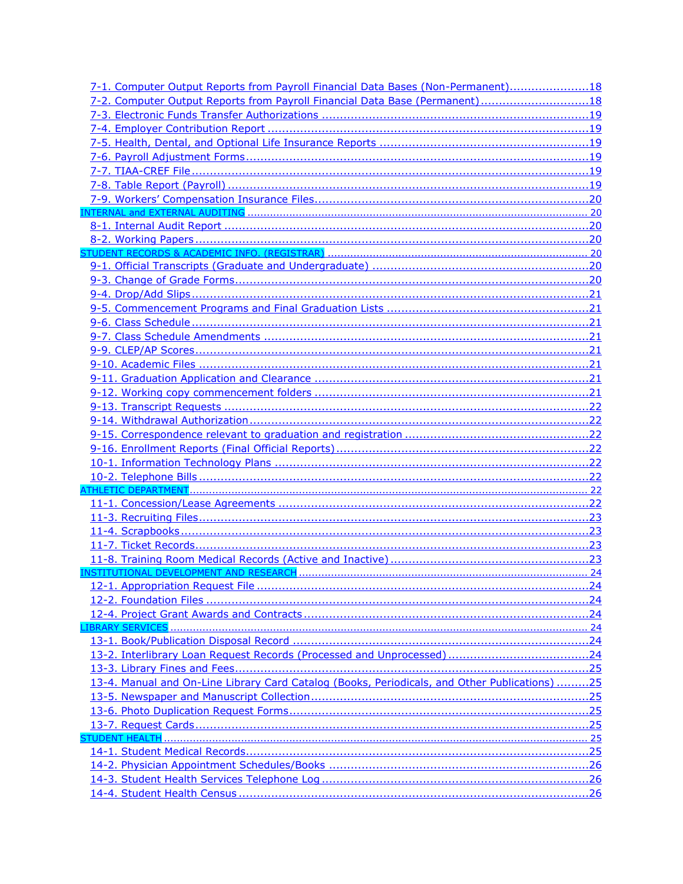7-1. Computer Output Reports from Payroll Financial Data Bases (Non-Permanent)......................18
7-2. Computer Output Reports from Payroll Financial Data Base (Permanent)...............................18
7-3. Electronic Funds Transfer Authorizations ..........................................................................19
7-4. Employer Contribution Report .........................................................................................19
7-5. Health, Dental, and Optional Life Insurance Reports ..........................................................19
7-6. Payroll Adjustment Forms.................................................................................................19
7-7. TIAA-CREF File ...............................................................................................................19
7-8. Table Report (Payroll) .....................................................................................................19
7-9. Workers' Compensation Insurance Files............................................................................20

INTERNAL and EXTERNAL AUDITING ........................................................................................... 20

8-1. Internal Audit Report .......................................................................................................20
8-2. Working Papers ...............................................................................................................20

STUDENT RECORDS & ACADEMIC INFO. (REGISTRAR) ................................................................. 20

9-1. Official Transcripts (Graduate and Undergraduate) ............................................................20
9-3. Change of Grade Forms....................................................................................................20
9-4. Drop/Add Slips................................................................................................................21
9-5. Commencement Programs and Final Graduation Lists .........................................................21
9-6. Class Schedule ...............................................................................................................21
9-7. Class Schedule Amendments ...........................................................................................21
9-9. CLEP/AP Scores...............................................................................................................21
9-10. Academic Files ..............................................................................................................21
9-11. Graduation Application and Clearance ............................................................................21
9-12. Working copy commencement folders .............................................................................21
9-13. Transcript Requests .......................................................................................................22
9-14. Withdrawal Authorization................................................................................................22
9-15. Correspondence relevant to graduation and registration ...................................................22
9-16. Enrollment Reports (Final Official Reports).......................................................................22
10-1. Information Technology Plans ........................................................................................22
10-2. Telephone Bills ..............................................................................................................22

ATHLETIC DEPARTMENT............................................................................................................ 22

11-1. Concession/Lease Agreements .......................................................................................22
11-3. Recruiting Files..............................................................................................................23
11-4. Scrapbooks...................................................................................................................23
11-7. Ticket Records...............................................................................................................23
11-8. Training Room Medical Records (Active and Inactive)........................................................23

INSTITUTIONAL DEVELOPMENT AND RESEARCH .......................................................................... 24

12-1. Appropriation Request File .............................................................................................24
12-2. Foundation Files ............................................................................................................24
12-4. Project Grant Awards and Contracts................................................................................24

LIBRARY SERVICES .................................................................................................................. 24

13-1. Book/Publication Disposal Record ...................................................................................24
13-2. Interlibrary Loan Request Records (Processed and Unprocessed) ........................................24
13-3. Library Fines and Fees...................................................................................................25
13-4. Manual and On-Line Library Card Catalog (Books, Periodicals, and Other Publications) .........25
13-5. Newspaper and Manuscript Collection..............................................................................25
13-6. Photo Duplication Request Forms....................................................................................25
13-7. Request Cards...............................................................................................................25

STUDENT HEALTH .................................................................................................................... 25

14-1. Student Medical Records.................................................................................................25
14-2. Physician Appointment Schedules/Books .........................................................................26
14-3. Student Health Services Telephone Log ...........................................................................26
14-4. Student Health Census ..................................................................................................26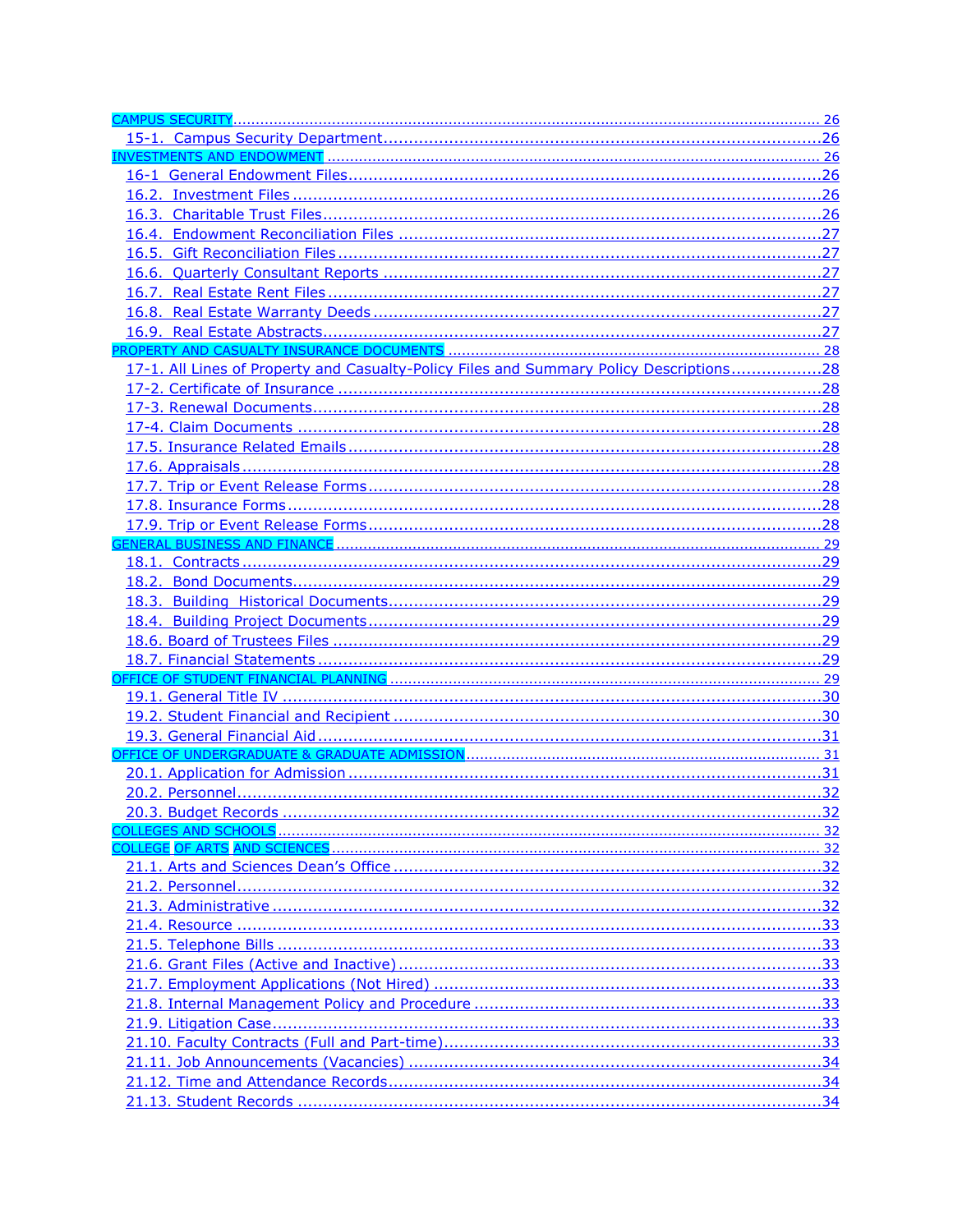CAMPUS SECURITY ..... 26

- 15-1. Campus Security Department ..... 26

INVESTMENTS AND ENDOWMENT ..... 26

- 16-1 General Endowment Files ..... 26
- 16.2. Investment Files ..... 26
- 16.3. Charitable Trust Files ..... 26
- 16.4. Endowment Reconciliation Files ..... 27
- 16.5. Gift Reconciliation Files ..... 27
- 16.6. Quarterly Consultant Reports ..... 27
- 16.7. Real Estate Rent Files ..... 27
- 16.8. Real Estate Warranty Deeds ..... 27
- 16.9. Real Estate Abstracts ..... 27

PROPERTY AND CASUALTY INSURANCE DOCUMENTS ..... 28

- 17-1. All Lines of Property and Casualty-Policy Files and Summary Policy Descriptions ..... 28
- 17-2. Certificate of Insurance ..... 28
- 17-3. Renewal Documents ..... 28
- 17-4. Claim Documents ..... 28
- 17.5. Insurance Related Emails ..... 28
- 17.6. Appraisals ..... 28
- 17.7. Trip or Event Release Forms ..... 28
- 17.8. Insurance Forms ..... 28
- 17.9. Trip or Event Release Forms ..... 28

GENERAL BUSINESS AND FINANCE ..... 29

- 18.1. Contracts ..... 29
- 18.2. Bond Documents ..... 29
- 18.3. Building Historical Documents ..... 29
- 18.4. Building Project Documents ..... 29
- 18.6. Board of Trustees Files ..... 29
- 18.7. Financial Statements ..... 29

OFFICE OF STUDENT FINANCIAL PLANNING ..... 29

- 19.1. General Title IV ..... 30
- 19.2. Student Financial and Recipient ..... 30
- 19.3. General Financial Aid ..... 31

OFFICE OF UNDERGRADUATE & GRADUATE ADMISSION ..... 31

- 20.1. Application for Admission ..... 31
- 20.2. Personnel ..... 32
- 20.3. Budget Records ..... 32

COLLEGES AND SCHOOLS ..... 32

COLLEGE OF ARTS AND SCIENCES ..... 32

- 21.1. Arts and Sciences Dean's Office ..... 32
- 21.2. Personnel ..... 32
- 21.3. Administrative ..... 32
- 21.4. Resource ..... 33
- 21.5. Telephone Bills ..... 33
- 21.6. Grant Files (Active and Inactive) ..... 33
- 21.7. Employment Applications (Not Hired) ..... 33
- 21.8. Internal Management Policy and Procedure ..... 33
- 21.9. Litigation Case ..... 33
- 21.10. Faculty Contracts (Full and Part-time) ..... 33
- 21.11. Job Announcements (Vacancies) ..... 34
- 21.12. Time and Attendance Records ..... 34
- 21.13. Student Records ..... 34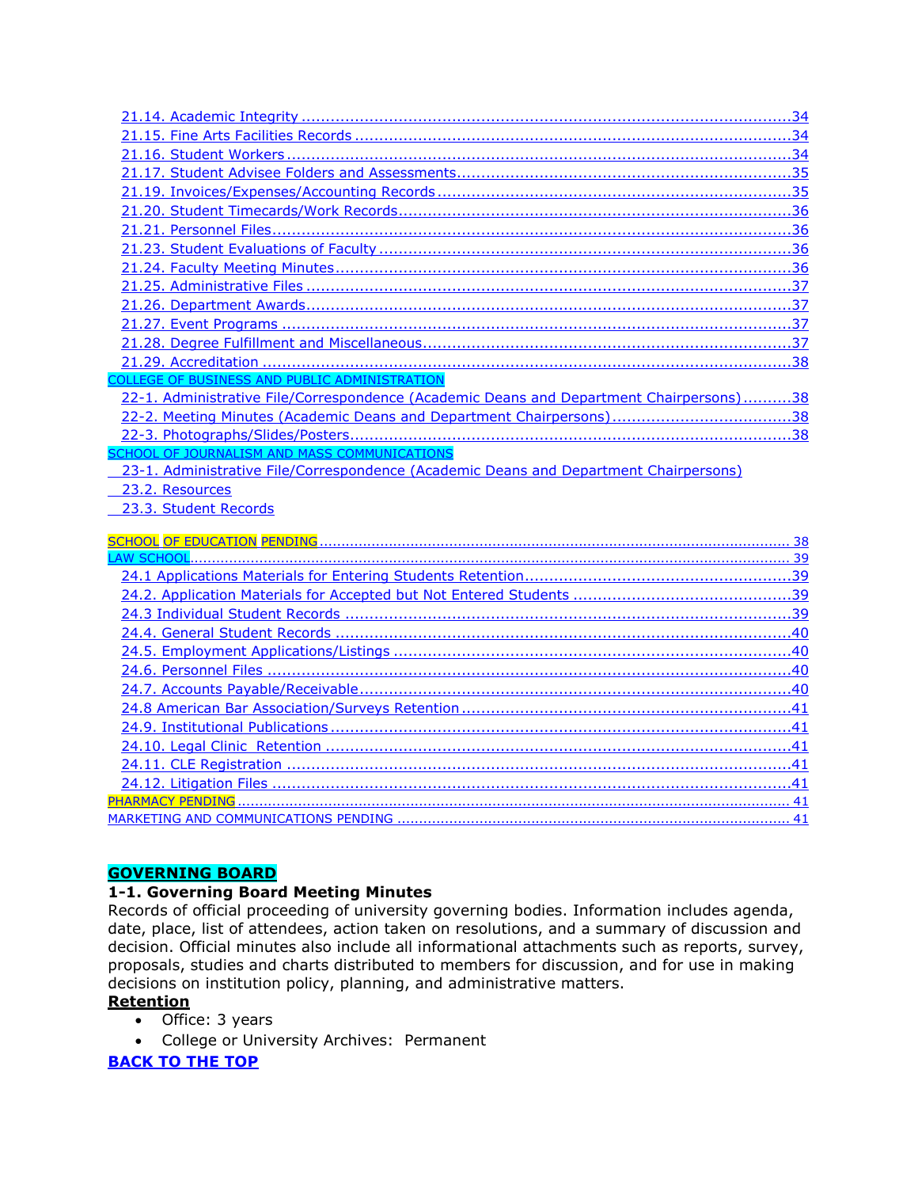- 21.14. Academic Integrity ....................................................................................................34
- 21.15. Fine Arts Facilities Records ........................................................................................34
- 21.16. Student Workers ........................................................................................................34
- 21.17. Student Advisee Folders and Assessments...................................................................35
- 21.19. Invoices/Expenses/Accounting Records .......................................................................35
- 21.20. Student Timecards/Work Records................................................................................36
- 21.21. Personnel Files...........................................................................................................36
- 21.23. Student Evaluations of Faculty ....................................................................................36
- 21.24. Faculty Meeting Minutes.............................................................................................36
- 21.25. Administrative Files ...................................................................................................37
- 21.26. Department Awards...................................................................................................37
- 21.27. Event Programs ........................................................................................................37
- 21.28. Degree Fulfillment and Miscellaneous..........................................................................37
- 21.29. Accreditation .............................................................................................................38

COLLEGE OF BUSINESS AND PUBLIC ADMINISTRATION

- 22-1. Administrative File/Correspondence (Academic Deans and Department Chairpersons)..........38
- 22-2. Meeting Minutes (Academic Deans and Department Chairpersons)....................................38
- 22-3. Photographs/Slides/Posters..........................................................................................38

SCHOOL OF JOURNALISM AND MASS COMMUNICATIONS

- 23-1. Administrative File/Correspondence (Academic Deans and Department Chairpersons)
- 23.2. Resources
- 23.3. Student Records

SCHOOL OF EDUCATION PENDING ........................................................................................................ 38

LAW SCHOOL............................................................................................................................................ 39

- 24.1 Applications Materials for Entering Students Retention.......................................................39
- 24.2. Application Materials for Accepted but Not Entered Students .............................................39
- 24.3 Individual Student Records ............................................................................................39
- 24.4. General Student Records ..............................................................................................40
- 24.5. Employment Applications/Listings .................................................................................40
- 24.6. Personnel Files ............................................................................................................40
- 24.7. Accounts Payable/Receivable.........................................................................................40
- 24.8 American Bar Association/Surveys Retention ....................................................................41
- 24.9. Institutional Publications...............................................................................................41
- 24.10. Legal Clinic Retention ................................................................................................41
- 24.11. CLE Registration ........................................................................................................41
- 24.12. Litigation Files ...........................................................................................................41

PHARMACY PENDING ................................................................................................................................ 41

MARKETING AND COMMUNICATIONS PENDING ......................................................................................... 41

## GOVERNING BOARD

### 1-1. Governing Board Meeting Minutes

Records of official proceeding of university governing bodies. Information includes agenda, date, place, list of attendees, action taken on resolutions, and a summary of discussion and decision. Official minutes also include all informational attachments such as reports, survey, proposals, studies and charts distributed to members for discussion, and for use in making decisions on institution policy, planning, and administrative matters.

**Retention**

- Office: 3 years
- College or University Archives: Permanent

**BACK TO THE TOP**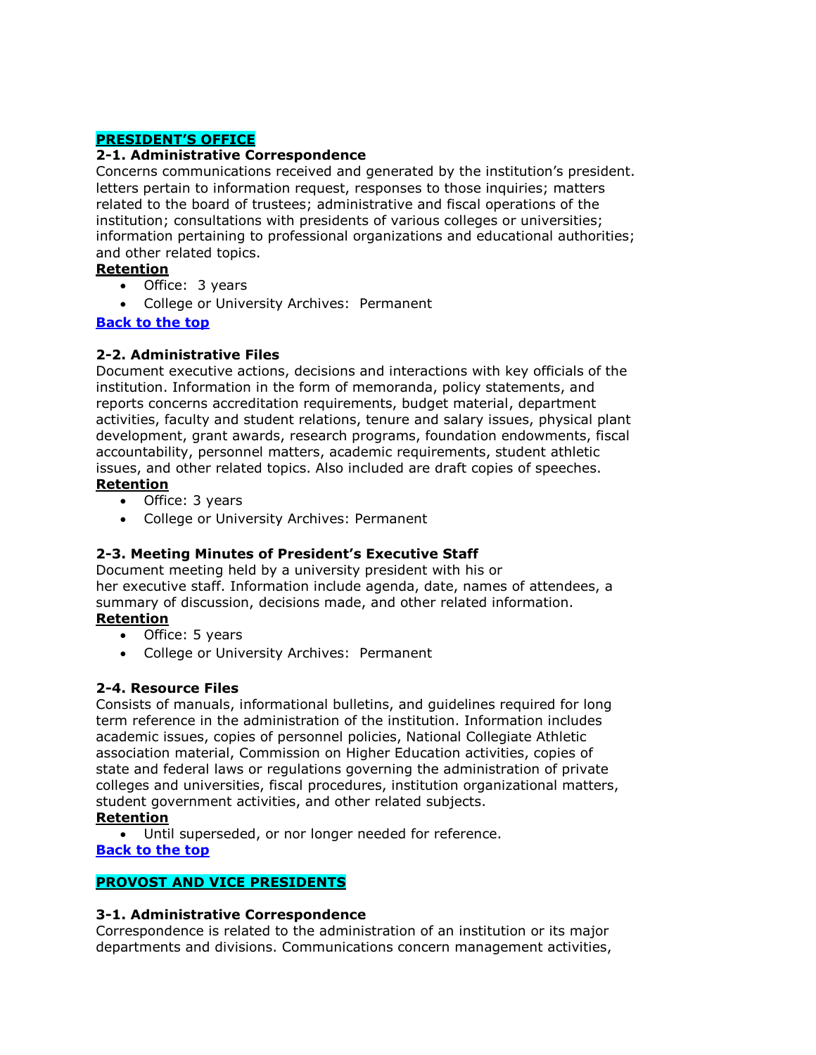## **PRESIDENT'S OFFICE**

### 2-1. Administrative Correspondence

Concerns communications received and generated by the institution's president. letters pertain to information request, responses to those inquiries; matters related to the board of trustees; administrative and fiscal operations of the institution; consultations with presidents of various colleges or universities; information pertaining to professional organizations and educational authorities; and other related topics.

**Retention**

- Office: 3 years
- College or University Archives: Permanent

**Back to the top**

### 2-2. Administrative Files

Document executive actions, decisions and interactions with key officials of the institution. Information in the form of memoranda, policy statements, and reports concerns accreditation requirements, budget material, department activities, faculty and student relations, tenure and salary issues, physical plant development, grant awards, research programs, foundation endowments, fiscal accountability, personnel matters, academic requirements, student athletic issues, and other related topics. Also included are draft copies of speeches.

**Retention**

- Office: 3 years
- College or University Archives: Permanent

### 2-3. Meeting Minutes of President's Executive Staff

Document meeting held by a university president with his or her executive staff. Information include agenda, date, names of attendees, a summary of discussion, decisions made, and other related information.

**Retention**

- Office: 5 years
- College or University Archives: Permanent

### 2-4. Resource Files

Consists of manuals, informational bulletins, and guidelines required for long term reference in the administration of the institution. Information includes academic issues, copies of personnel policies, National Collegiate Athletic association material, Commission on Higher Education activities, copies of state and federal laws or regulations governing the administration of private colleges and universities, fiscal procedures, institution organizational matters, student government activities, and other related subjects.

**Retention**

- Until superseded, or nor longer needed for reference.

**Back to the top**

## **PROVOST AND VICE PRESIDENTS**

### 3-1. Administrative Correspondence

Correspondence is related to the administration of an institution or its major departments and divisions. Communications concern management activities,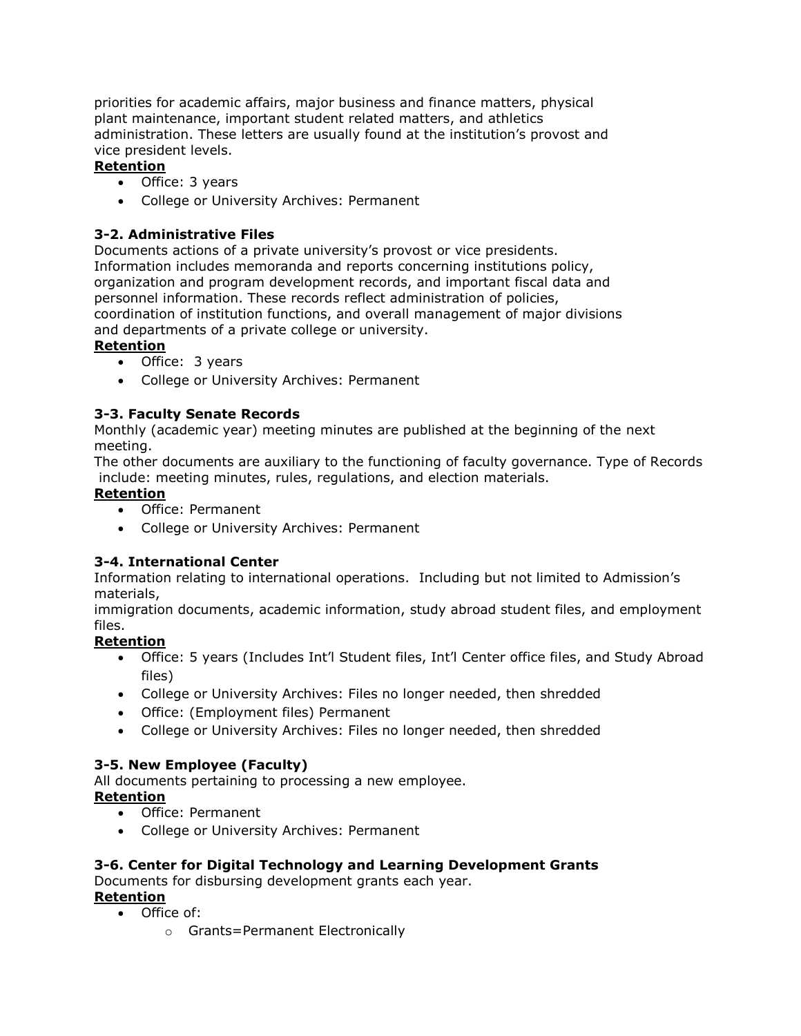priorities for academic affairs, major business and finance matters, physical plant maintenance, important student related matters, and athletics administration. These letters are usually found at the institution's provost and vice president levels.

**Retention**

- Office: 3 years
- College or University Archives: Permanent

**3-2. Administrative Files**

Documents actions of a private university's provost or vice presidents. Information includes memoranda and reports concerning institutions policy, organization and program development records, and important fiscal data and personnel information. These records reflect administration of policies, coordination of institution functions, and overall management of major divisions and departments of a private college or university.

**Retention**

- Office: 3 years
- College or University Archives: Permanent

**3-3. Faculty Senate Records**

Monthly (academic year) meeting minutes are published at the beginning of the next meeting.

The other documents are auxiliary to the functioning of faculty governance. Type of Records include: meeting minutes, rules, regulations, and election materials.

**Retention**

- Office: Permanent
- College or University Archives: Permanent

**3-4. International Center**

Information relating to international operations. Including but not limited to Admission's materials,

immigration documents, academic information, study abroad student files, and employment files.

**Retention**

- Office: 5 years (Includes Int'l Student files, Int'l Center office files, and Study Abroad files)
- College or University Archives: Files no longer needed, then shredded
- Office: (Employment files) Permanent
- College or University Archives: Files no longer needed, then shredded

**3-5. New Employee (Faculty)**

All documents pertaining to processing a new employee.

**Retention**

- Office: Permanent
- College or University Archives: Permanent

**3-6. Center for Digital Technology and Learning Development Grants**

Documents for disbursing development grants each year.

**Retention**

- Office of:
  - Grants=Permanent Electronically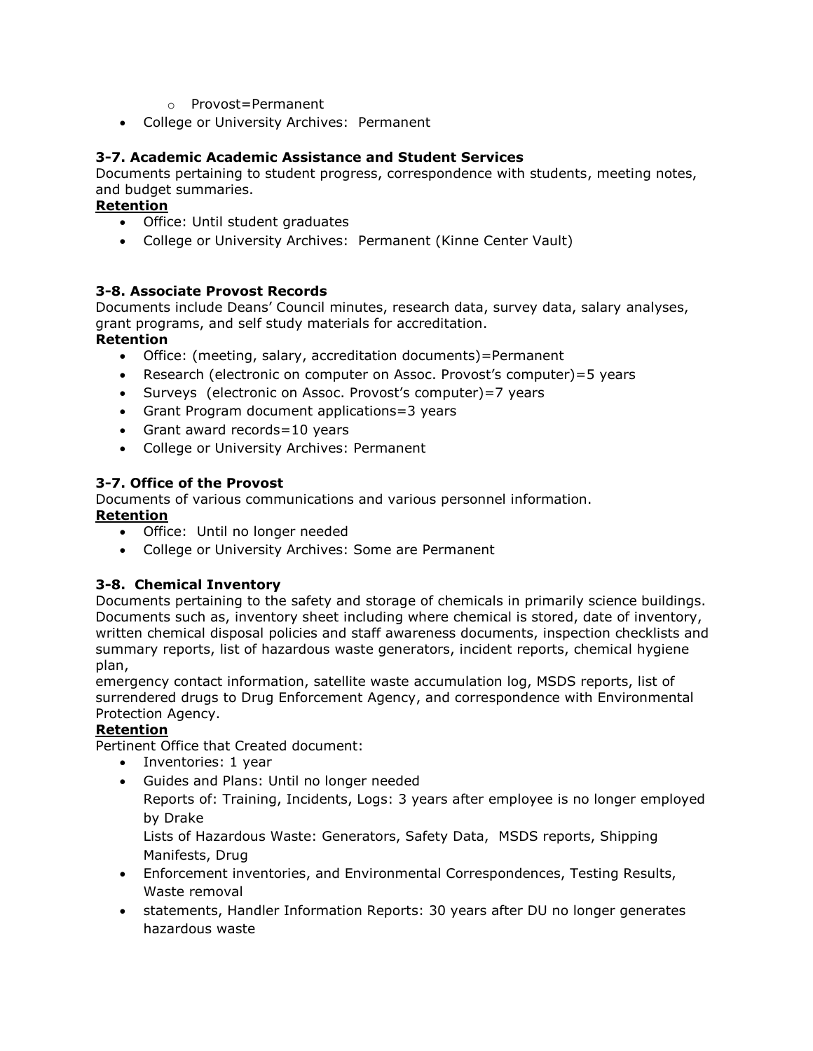- Provost=Permanent
- College or University Archives: Permanent

### 3-7. Academic Academic Assistance and Student Services

Documents pertaining to student progress, correspondence with students, meeting notes, and budget summaries.

**Retention**

- Office: Until student graduates
- College or University Archives: Permanent (Kinne Center Vault)

### 3-8. Associate Provost Records

Documents include Deans' Council minutes, research data, survey data, salary analyses, grant programs, and self study materials for accreditation.

**Retention**

- Office: (meeting, salary, accreditation documents)=Permanent
- Research (electronic on computer on Assoc. Provost's computer)=5 years
- Surveys (electronic on Assoc. Provost's computer)=7 years
- Grant Program document applications=3 years
- Grant award records=10 years
- College or University Archives: Permanent

### 3-7. Office of the Provost

Documents of various communications and various personnel information.

**Retention**

- Office: Until no longer needed
- College or University Archives: Some are Permanent

### 3-8. Chemical Inventory

Documents pertaining to the safety and storage of chemicals in primarily science buildings. Documents such as, inventory sheet including where chemical is stored, date of inventory, written chemical disposal policies and staff awareness documents, inspection checklists and summary reports, list of hazardous waste generators, incident reports, chemical hygiene plan,
emergency contact information, satellite waste accumulation log, MSDS reports, list of surrendered drugs to Drug Enforcement Agency, and correspondence with Environmental Protection Agency.

**Retention**

Pertinent Office that Created document:

- Inventories: 1 year
- Guides and Plans: Until no longer needed
  Reports of: Training, Incidents, Logs: 3 years after employee is no longer employed by Drake
  Lists of Hazardous Waste: Generators, Safety Data, MSDS reports, Shipping Manifests, Drug
- Enforcement inventories, and Environmental Correspondences, Testing Results, Waste removal
- statements, Handler Information Reports: 30 years after DU no longer generates hazardous waste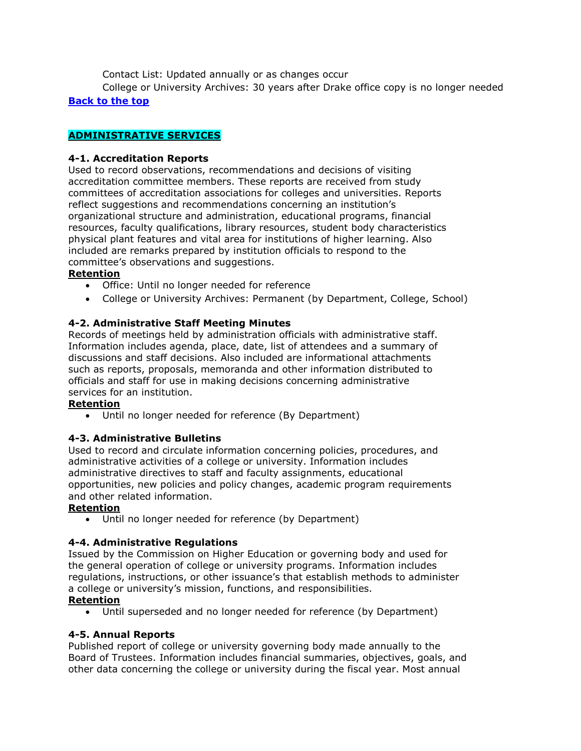Contact List: Updated annually or as changes occur

College or University Archives: 30 years after Drake office copy is no longer needed

**[Back to the top](#)**

## ADMINISTRATIVE SERVICES

**4-1. Accreditation Reports**

Used to record observations, recommendations and decisions of visiting accreditation committee members. These reports are received from study committees of accreditation associations for colleges and universities. Reports reflect suggestions and recommendations concerning an institution's organizational structure and administration, educational programs, financial resources, faculty qualifications, library resources, student body characteristics physical plant features and vital area for institutions of higher learning. Also included are remarks prepared by institution officials to respond to the committee's observations and suggestions.

**Retention**

- Office: Until no longer needed for reference
- College or University Archives: Permanent (by Department, College, School)

**4-2. Administrative Staff Meeting Minutes**

Records of meetings held by administration officials with administrative staff. Information includes agenda, place, date, list of attendees and a summary of discussions and staff decisions. Also included are informational attachments such as reports, proposals, memoranda and other information distributed to officials and staff for use in making decisions concerning administrative services for an institution.

**Retention**

- Until no longer needed for reference (By Department)

**4-3. Administrative Bulletins**

Used to record and circulate information concerning policies, procedures, and administrative activities of a college or university. Information includes administrative directives to staff and faculty assignments, educational opportunities, new policies and policy changes, academic program requirements and other related information.

**Retention**

- Until no longer needed for reference (by Department)

**4-4. Administrative Regulations**

Issued by the Commission on Higher Education or governing body and used for the general operation of college or university programs. Information includes regulations, instructions, or other issuance's that establish methods to administer a college or university's mission, functions, and responsibilities.

**Retention**

- Until superseded and no longer needed for reference (by Department)

**4-5. Annual Reports**

Published report of college or university governing body made annually to the Board of Trustees. Information includes financial summaries, objectives, goals, and other data concerning the college or university during the fiscal year. Most annual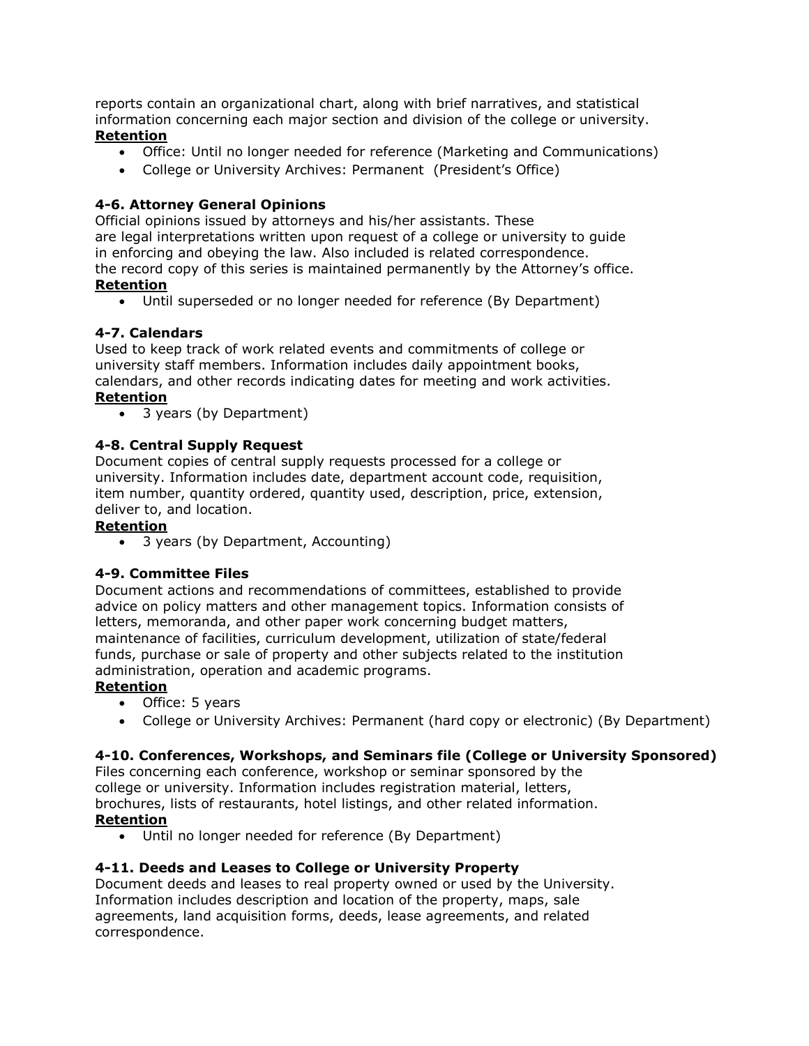reports contain an organizational chart, along with brief narratives, and statistical information concerning each major section and division of the college or university.

**Retention**

- Office: Until no longer needed for reference (Marketing and Communications)
- College or University Archives: Permanent (President's Office)

**4-6. Attorney General Opinions**

Official opinions issued by attorneys and his/her assistants. These are legal interpretations written upon request of a college or university to guide in enforcing and obeying the law. Also included is related correspondence. the record copy of this series is maintained permanently by the Attorney's office.

**Retention**

- Until superseded or no longer needed for reference (By Department)

**4-7. Calendars**

Used to keep track of work related events and commitments of college or university staff members. Information includes daily appointment books, calendars, and other records indicating dates for meeting and work activities.

**Retention**

- 3 years (by Department)

**4-8. Central Supply Request**

Document copies of central supply requests processed for a college or university. Information includes date, department account code, requisition, item number, quantity ordered, quantity used, description, price, extension, deliver to, and location.

**Retention**

- 3 years (by Department, Accounting)

**4-9. Committee Files**

Document actions and recommendations of committees, established to provide advice on policy matters and other management topics. Information consists of letters, memoranda, and other paper work concerning budget matters, maintenance of facilities, curriculum development, utilization of state/federal funds, purchase or sale of property and other subjects related to the institution administration, operation and academic programs.

**Retention**

- Office: 5 years
- College or University Archives: Permanent (hard copy or electronic) (By Department)

**4-10. Conferences, Workshops, and Seminars file (College or University Sponsored)**

Files concerning each conference, workshop or seminar sponsored by the college or university. Information includes registration material, letters, brochures, lists of restaurants, hotel listings, and other related information.

**Retention**

- Until no longer needed for reference (By Department)

**4-11. Deeds and Leases to College or University Property**

Document deeds and leases to real property owned or used by the University. Information includes description and location of the property, maps, sale agreements, land acquisition forms, deeds, lease agreements, and related correspondence.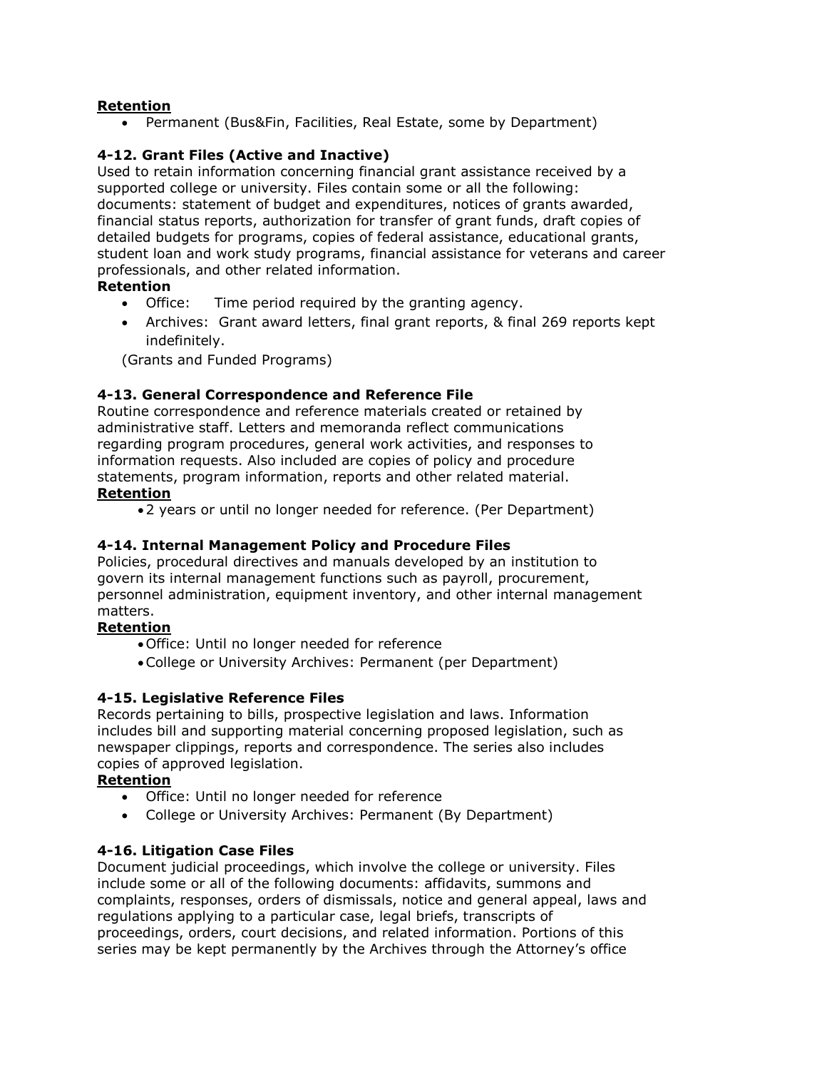**Retention**

- Permanent (Bus&Fin, Facilities, Real Estate, some by Department)

**4-12. Grant Files (Active and Inactive)**

Used to retain information concerning financial grant assistance received by a supported college or university. Files contain some or all the following: documents: statement of budget and expenditures, notices of grants awarded, financial status reports, authorization for transfer of grant funds, draft copies of detailed budgets for programs, copies of federal assistance, educational grants, student loan and work study programs, financial assistance for veterans and career professionals, and other related information.

**Retention**

- Office: Time period required by the granting agency.
- Archives: Grant award letters, final grant reports, & final 269 reports kept indefinitely.

(Grants and Funded Programs)

**4-13. General Correspondence and Reference File**

Routine correspondence and reference materials created or retained by administrative staff. Letters and memoranda reflect communications regarding program procedures, general work activities, and responses to information requests. Also included are copies of policy and procedure statements, program information, reports and other related material.

**Retention**

- 2 years or until no longer needed for reference. (Per Department)

**4-14. Internal Management Policy and Procedure Files**

Policies, procedural directives and manuals developed by an institution to govern its internal management functions such as payroll, procurement, personnel administration, equipment inventory, and other internal management matters.

**Retention**

- Office: Until no longer needed for reference
- College or University Archives: Permanent (per Department)

**4-15. Legislative Reference Files**

Records pertaining to bills, prospective legislation and laws. Information includes bill and supporting material concerning proposed legislation, such as newspaper clippings, reports and correspondence. The series also includes copies of approved legislation.

**Retention**

- Office: Until no longer needed for reference
- College or University Archives: Permanent (By Department)

**4-16. Litigation Case Files**

Document judicial proceedings, which involve the college or university. Files include some or all of the following documents: affidavits, summons and complaints, responses, orders of dismissals, notice and general appeal, laws and regulations applying to a particular case, legal briefs, transcripts of proceedings, orders, court decisions, and related information. Portions of this series may be kept permanently by the Archives through the Attorney's office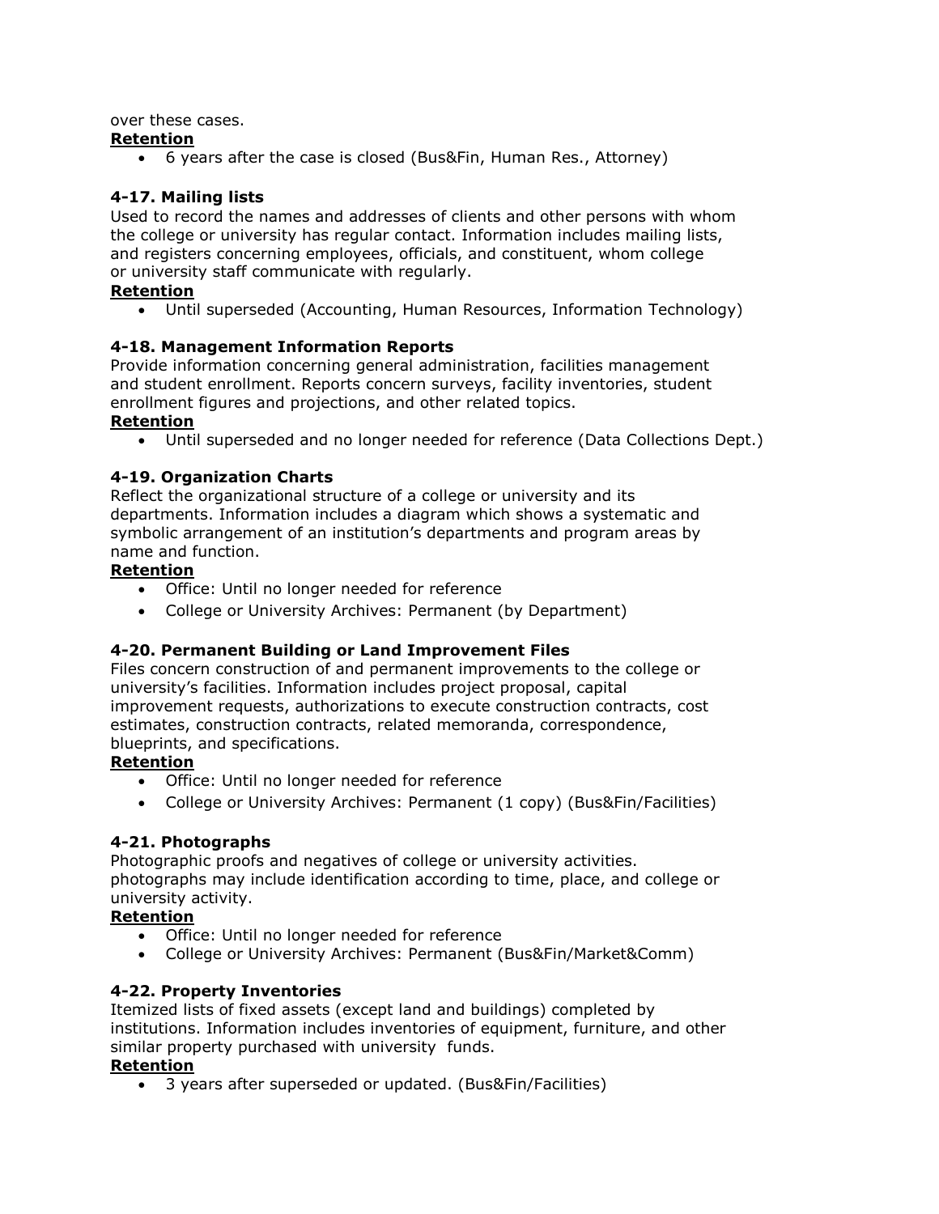over these cases.

**Retention**

- 6 years after the case is closed (Bus&Fin, Human Res., Attorney)

### 4-17. Mailing lists

Used to record the names and addresses of clients and other persons with whom the college or university has regular contact. Information includes mailing lists, and registers concerning employees, officials, and constituent, whom college or university staff communicate with regularly.

**Retention**

- Until superseded (Accounting, Human Resources, Information Technology)

### 4-18. Management Information Reports

Provide information concerning general administration, facilities management and student enrollment. Reports concern surveys, facility inventories, student enrollment figures and projections, and other related topics.

**Retention**

- Until superseded and no longer needed for reference (Data Collections Dept.)

### 4-19. Organization Charts

Reflect the organizational structure of a college or university and its departments. Information includes a diagram which shows a systematic and symbolic arrangement of an institution's departments and program areas by name and function.

**Retention**

- Office: Until no longer needed for reference
- College or University Archives: Permanent (by Department)

### 4-20. Permanent Building or Land Improvement Files

Files concern construction of and permanent improvements to the college or university's facilities. Information includes project proposal, capital improvement requests, authorizations to execute construction contracts, cost estimates, construction contracts, related memoranda, correspondence, blueprints, and specifications.

**Retention**

- Office: Until no longer needed for reference
- College or University Archives: Permanent (1 copy) (Bus&Fin/Facilities)

### 4-21. Photographs

Photographic proofs and negatives of college or university activities. photographs may include identification according to time, place, and college or university activity.

**Retention**

- Office: Until no longer needed for reference
- College or University Archives: Permanent (Bus&Fin/Market&Comm)

### 4-22. Property Inventories

Itemized lists of fixed assets (except land and buildings) completed by institutions. Information includes inventories of equipment, furniture, and other similar property purchased with university funds.

**Retention**

- 3 years after superseded or updated. (Bus&Fin/Facilities)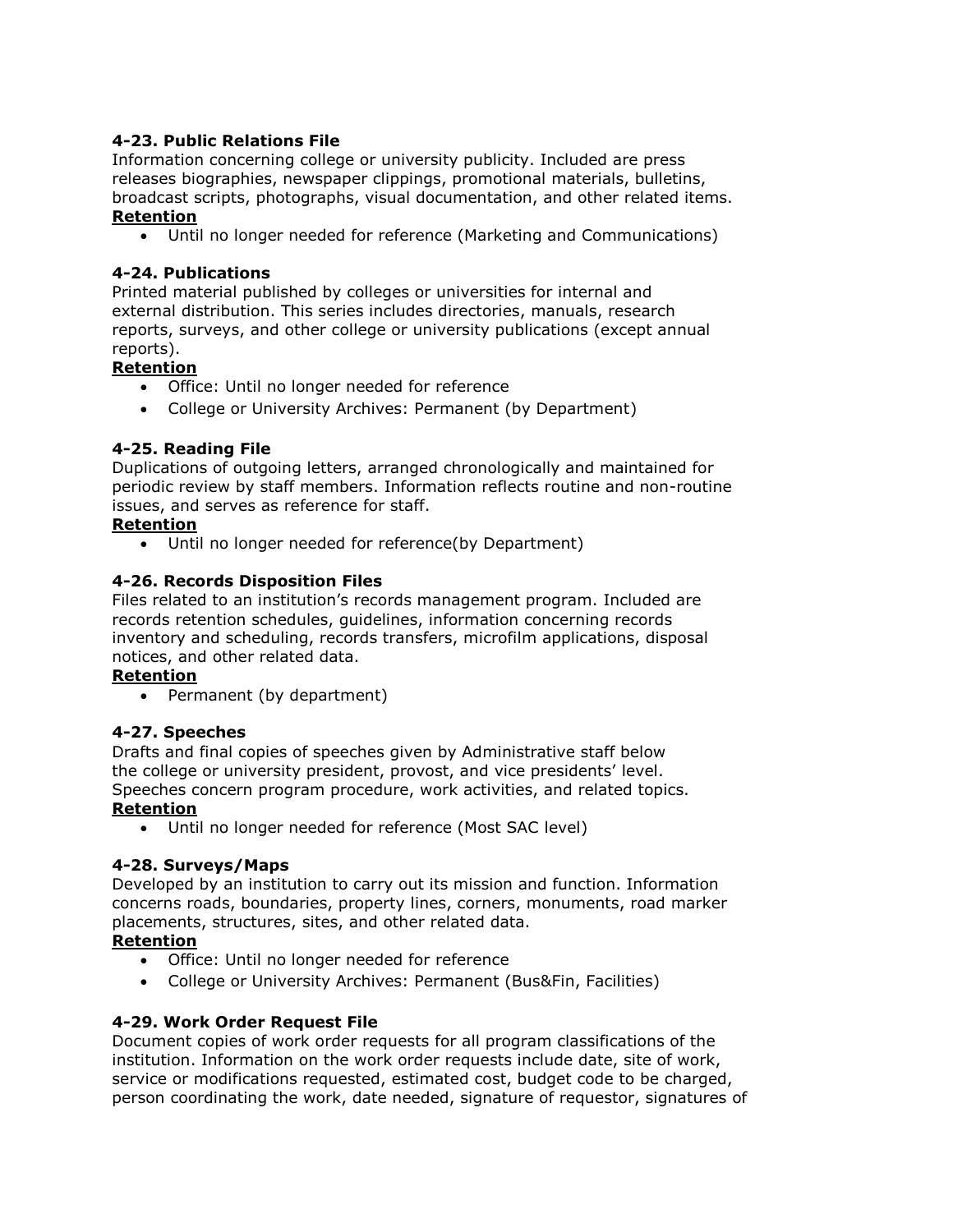### 4-23. Public Relations File

Information concerning college or university publicity. Included are press releases biographies, newspaper clippings, promotional materials, bulletins, broadcast scripts, photographs, visual documentation, and other related items.

**Retention**

- Until no longer needed for reference (Marketing and Communications)

### 4-24. Publications

Printed material published by colleges or universities for internal and external distribution. This series includes directories, manuals, research reports, surveys, and other college or university publications (except annual reports).

**Retention**

- Office: Until no longer needed for reference
- College or University Archives: Permanent (by Department)

### 4-25. Reading File

Duplications of outgoing letters, arranged chronologically and maintained for periodic review by staff members. Information reflects routine and non-routine issues, and serves as reference for staff.

**Retention**

- Until no longer needed for reference(by Department)

### 4-26. Records Disposition Files

Files related to an institution's records management program. Included are records retention schedules, guidelines, information concerning records inventory and scheduling, records transfers, microfilm applications, disposal notices, and other related data.

**Retention**

- Permanent (by department)

### 4-27. Speeches

Drafts and final copies of speeches given by Administrative staff below the college or university president, provost, and vice presidents' level. Speeches concern program procedure, work activities, and related topics.

**Retention**

- Until no longer needed for reference (Most SAC level)

### 4-28. Surveys/Maps

Developed by an institution to carry out its mission and function. Information concerns roads, boundaries, property lines, corners, monuments, road marker placements, structures, sites, and other related data.

**Retention**

- Office: Until no longer needed for reference
- College or University Archives: Permanent (Bus&Fin, Facilities)

### 4-29. Work Order Request File

Document copies of work order requests for all program classifications of the institution. Information on the work order requests include date, site of work, service or modifications requested, estimated cost, budget code to be charged, person coordinating the work, date needed, signature of requestor, signatures of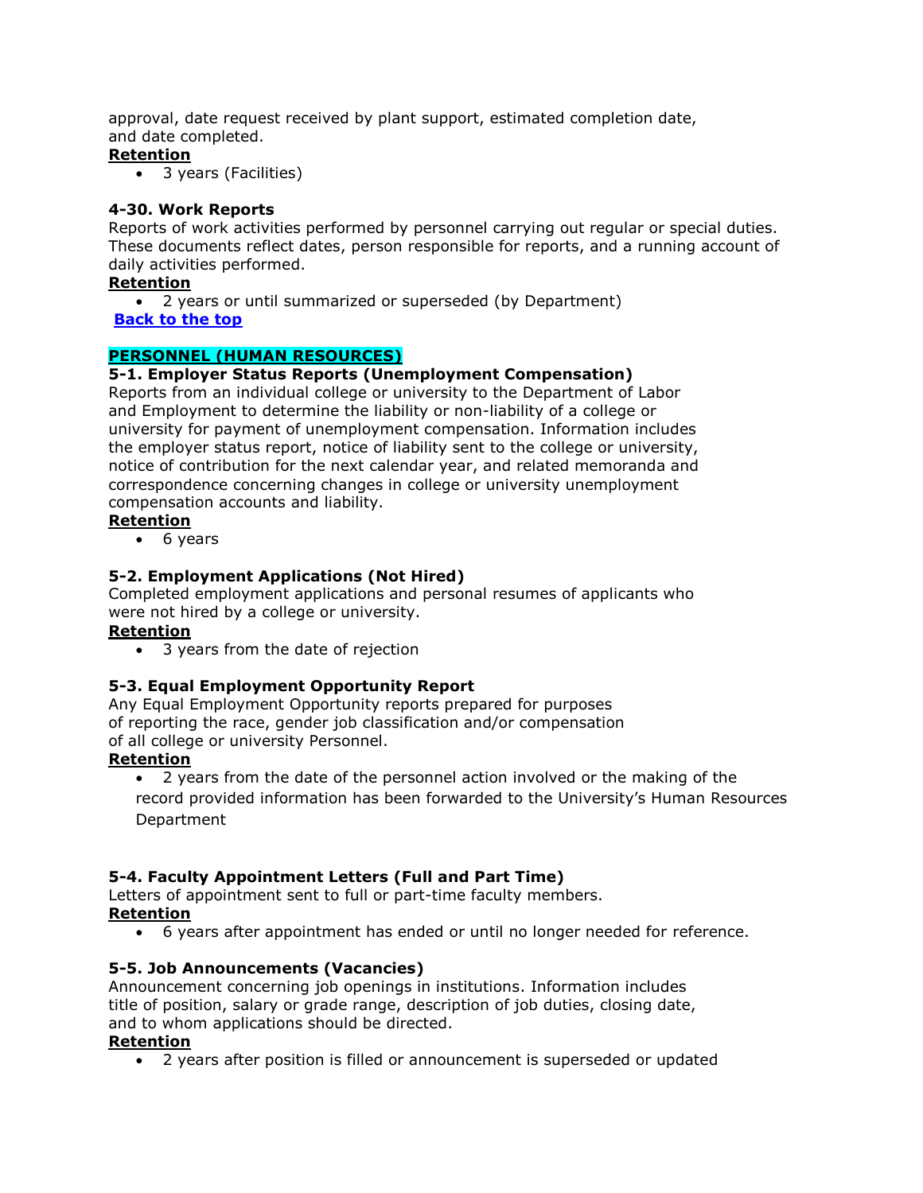approval, date request received by plant support, estimated completion date, and date completed.

**Retention**

- 3 years (Facilities)

**4-30. Work Reports**

Reports of work activities performed by personnel carrying out regular or special duties. These documents reflect dates, person responsible for reports, and a running account of daily activities performed.

**Retention**

- 2 years or until summarized or superseded (by Department)

**Back to the top**

## PERSONNEL (HUMAN RESOURCES)

**5-1. Employer Status Reports (Unemployment Compensation)**

Reports from an individual college or university to the Department of Labor and Employment to determine the liability or non-liability of a college or university for payment of unemployment compensation. Information includes the employer status report, notice of liability sent to the college or university, notice of contribution for the next calendar year, and related memoranda and correspondence concerning changes in college or university unemployment compensation accounts and liability.

**Retention**

- 6 years

**5-2. Employment Applications (Not Hired)**

Completed employment applications and personal resumes of applicants who were not hired by a college or university.

**Retention**

- 3 years from the date of rejection

**5-3. Equal Employment Opportunity Report**

Any Equal Employment Opportunity reports prepared for purposes of reporting the race, gender job classification and/or compensation of all college or university Personnel.

**Retention**

- 2 years from the date of the personnel action involved or the making of the record provided information has been forwarded to the University's Human Resources Department

**5-4. Faculty Appointment Letters (Full and Part Time)**

Letters of appointment sent to full or part-time faculty members.

**Retention**

- 6 years after appointment has ended or until no longer needed for reference.

**5-5. Job Announcements (Vacancies)**

Announcement concerning job openings in institutions. Information includes title of position, salary or grade range, description of job duties, closing date, and to whom applications should be directed.

**Retention**

- 2 years after position is filled or announcement is superseded or updated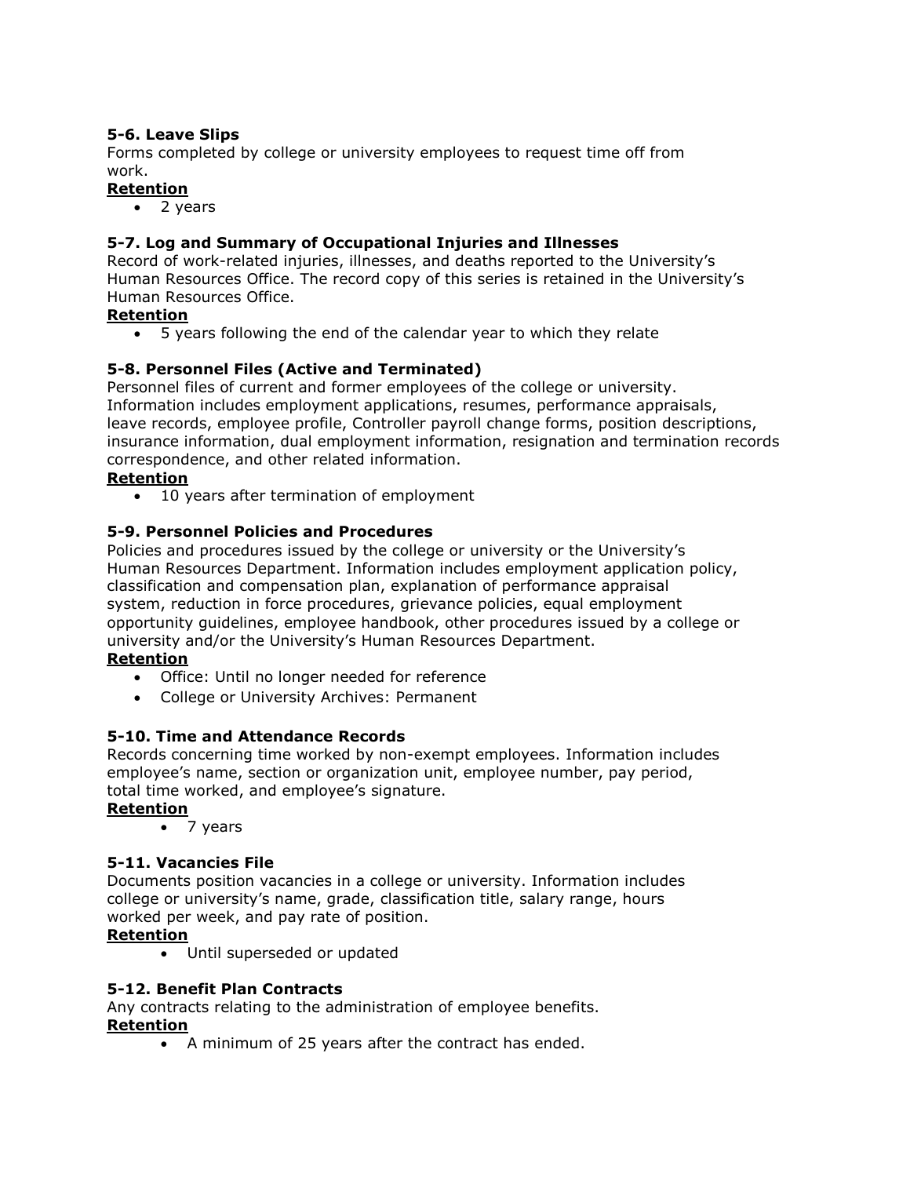### 5-6. Leave Slips

Forms completed by college or university employees to request time off from work.

**Retention**

- 2 years

### 5-7. Log and Summary of Occupational Injuries and Illnesses

Record of work-related injuries, illnesses, and deaths reported to the University's Human Resources Office. The record copy of this series is retained in the University's Human Resources Office.

**Retention**

- 5 years following the end of the calendar year to which they relate

### 5-8. Personnel Files (Active and Terminated)

Personnel files of current and former employees of the college or university. Information includes employment applications, resumes, performance appraisals, leave records, employee profile, Controller payroll change forms, position descriptions, insurance information, dual employment information, resignation and termination records correspondence, and other related information.

**Retention**

- 10 years after termination of employment

### 5-9. Personnel Policies and Procedures

Policies and procedures issued by the college or university or the University's Human Resources Department. Information includes employment application policy, classification and compensation plan, explanation of performance appraisal system, reduction in force procedures, grievance policies, equal employment opportunity guidelines, employee handbook, other procedures issued by a college or university and/or the University's Human Resources Department.

**Retention**

- Office: Until no longer needed for reference
- College or University Archives: Permanent

### 5-10. Time and Attendance Records

Records concerning time worked by non-exempt employees. Information includes employee's name, section or organization unit, employee number, pay period, total time worked, and employee's signature.

**Retention**

- 7 years

### 5-11. Vacancies File

Documents position vacancies in a college or university. Information includes college or university's name, grade, classification title, salary range, hours worked per week, and pay rate of position.

**Retention**

- Until superseded or updated

### 5-12. Benefit Plan Contracts

Any contracts relating to the administration of employee benefits.

**Retention**

- A minimum of 25 years after the contract has ended.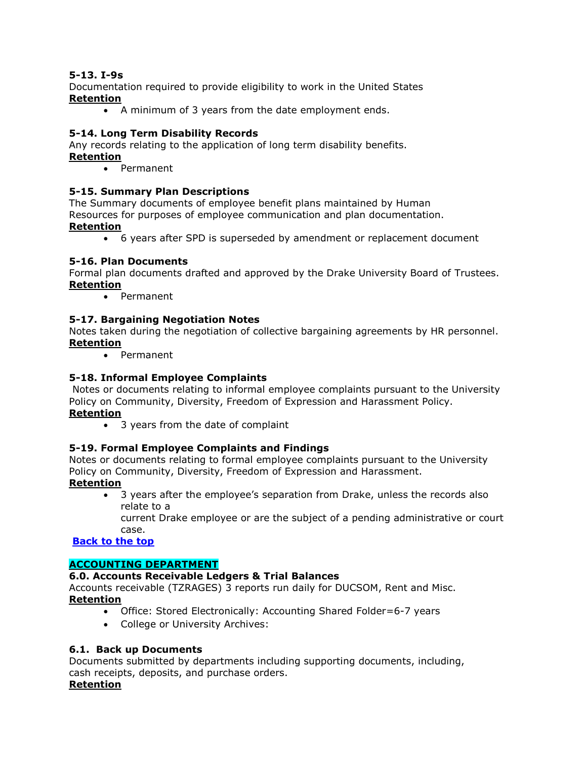**5-13. I-9s**
Documentation required to provide eligibility to work in the United States
**Retention**

- A minimum of 3 years from the date employment ends.

**5-14. Long Term Disability Records**
Any records relating to the application of long term disability benefits.
**Retention**

- Permanent

**5-15. Summary Plan Descriptions**
The Summary documents of employee benefit plans maintained by Human Resources for purposes of employee communication and plan documentation.
**Retention**

- 6 years after SPD is superseded by amendment or replacement document

**5-16. Plan Documents**
Formal plan documents drafted and approved by the Drake University Board of Trustees.
**Retention**

- Permanent

**5-17. Bargaining Negotiation Notes**
Notes taken during the negotiation of collective bargaining agreements by HR personnel.
**Retention**

- Permanent

**5-18. Informal Employee Complaints**
Notes or documents relating to informal employee complaints pursuant to the University Policy on Community, Diversity, Freedom of Expression and Harassment Policy.
**Retention**

- 3 years from the date of complaint

**5-19. Formal Employee Complaints and Findings**
Notes or documents relating to formal employee complaints pursuant to the University Policy on Community, Diversity, Freedom of Expression and Harassment.
**Retention**

- 3 years after the employee's separation from Drake, unless the records also relate to a current Drake employee or are the subject of a pending administrative or court case.

**Back to the top**

## ACCOUNTING DEPARTMENT

**6.0. Accounts Receivable Ledgers & Trial Balances**
Accounts receivable (TZRAGES) 3 reports run daily for DUCSOM, Rent and Misc.
**Retention**

- Office: Stored Electronically: Accounting Shared Folder=6-7 years
- College or University Archives:

**6.1. Back up Documents**
Documents submitted by departments including supporting documents, including, cash receipts, deposits, and purchase orders.
**Retention**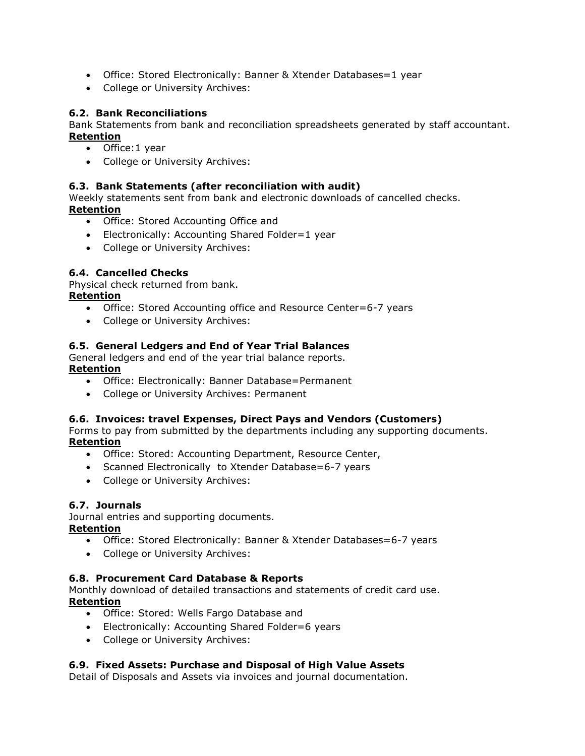- Office: Stored Electronically: Banner & Xtender Databases=1 year
- College or University Archives:

### 6.2. Bank Reconciliations

Bank Statements from bank and reconciliation spreadsheets generated by staff accountant.

**Retention**

- Office:1 year
- College or University Archives:

### 6.3. Bank Statements (after reconciliation with audit)

Weekly statements sent from bank and electronic downloads of cancelled checks.

**Retention**

- Office: Stored Accounting Office and
- Electronically: Accounting Shared Folder=1 year
- College or University Archives:

### 6.4. Cancelled Checks

Physical check returned from bank.

**Retention**

- Office: Stored Accounting office and Resource Center=6-7 years
- College or University Archives:

### 6.5. General Ledgers and End of Year Trial Balances

General ledgers and end of the year trial balance reports.

**Retention**

- Office: Electronically: Banner Database=Permanent
- College or University Archives: Permanent

### 6.6. Invoices: travel Expenses, Direct Pays and Vendors (Customers)

Forms to pay from submitted by the departments including any supporting documents.

**Retention**

- Office: Stored: Accounting Department, Resource Center,
- Scanned Electronically to Xtender Database=6-7 years
- College or University Archives:

### 6.7. Journals

Journal entries and supporting documents.

**Retention**

- Office: Stored Electronically: Banner & Xtender Databases=6-7 years
- College or University Archives:

### 6.8. Procurement Card Database & Reports

Monthly download of detailed transactions and statements of credit card use.

**Retention**

- Office: Stored: Wells Fargo Database and
- Electronically: Accounting Shared Folder=6 years
- College or University Archives:

### 6.9. Fixed Assets: Purchase and Disposal of High Value Assets

Detail of Disposals and Assets via invoices and journal documentation.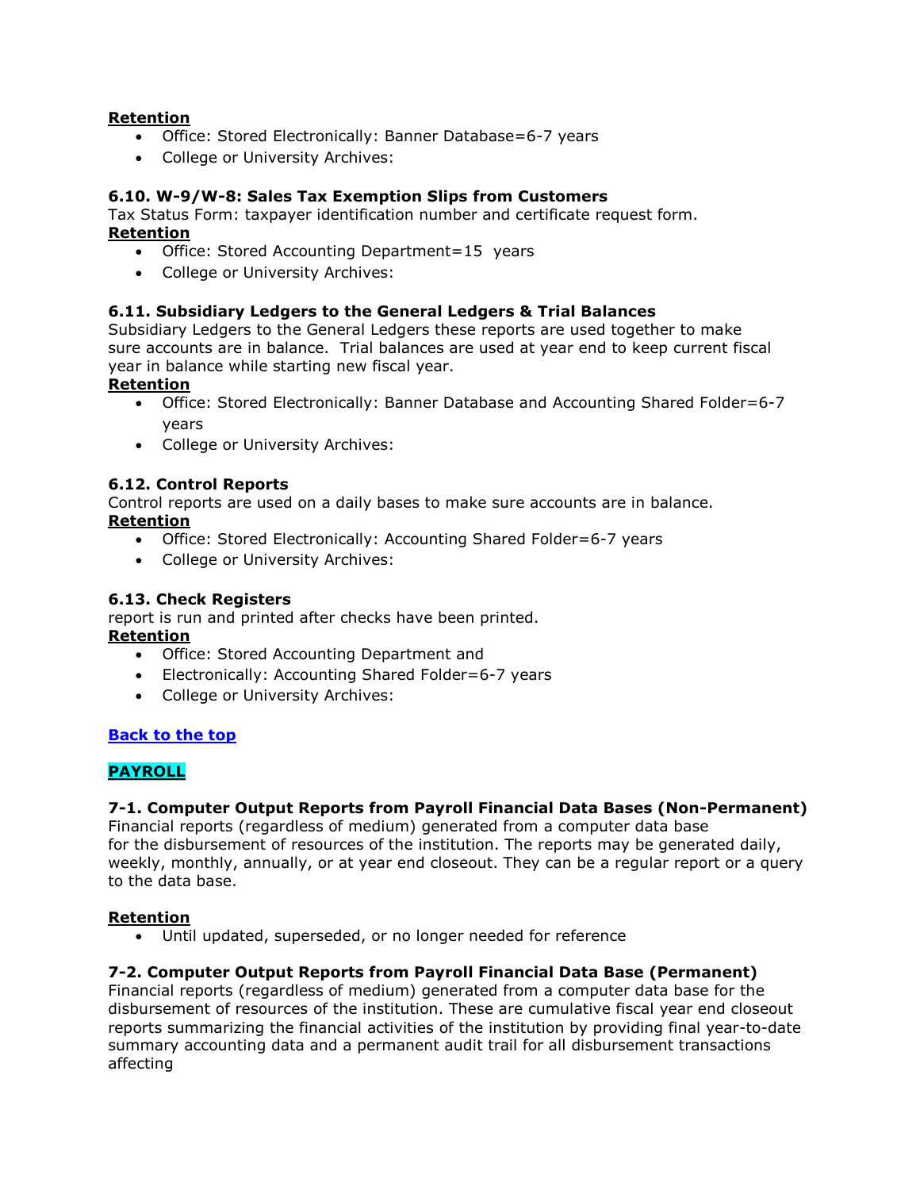**Retention**

- Office: Stored Electronically: Banner Database=6-7 years
- College or University Archives:

### 6.10. W-9/W-8: Sales Tax Exemption Slips from Customers

Tax Status Form: taxpayer identification number and certificate request form.

**Retention**

- Office: Stored Accounting Department=15  years
- College or University Archives:

### 6.11. Subsidiary Ledgers to the General Ledgers & Trial Balances

Subsidiary Ledgers to the General Ledgers these reports are used together to make sure accounts are in balance.  Trial balances are used at year end to keep current fiscal year in balance while starting new fiscal year.

**Retention**

- Office: Stored Electronically: Banner Database and Accounting Shared Folder=6-7 years
- College or University Archives:

### 6.12. Control Reports

Control reports are used on a daily bases to make sure accounts are in balance.

**Retention**

- Office: Stored Electronically: Accounting Shared Folder=6-7 years
- College or University Archives:

### 6.13. Check Registers

report is run and printed after checks have been printed.

**Retention**

- Office: Stored Accounting Department and
- Electronically: Accounting Shared Folder=6-7 years
- College or University Archives:

**Back to the top**

## PAYROLL

### 7-1. Computer Output Reports from Payroll Financial Data Bases (Non-Permanent)

Financial reports (regardless of medium) generated from a computer data base for the disbursement of resources of the institution. The reports may be generated daily, weekly, monthly, annually, or at year end closeout. They can be a regular report or a query to the data base.

**Retention**

- Until updated, superseded, or no longer needed for reference

### 7-2. Computer Output Reports from Payroll Financial Data Base (Permanent)

Financial reports (regardless of medium) generated from a computer data base for the disbursement of resources of the institution. These are cumulative fiscal year end closeout reports summarizing the financial activities of the institution by providing final year-to-date summary accounting data and a permanent audit trail for all disbursement transactions affecting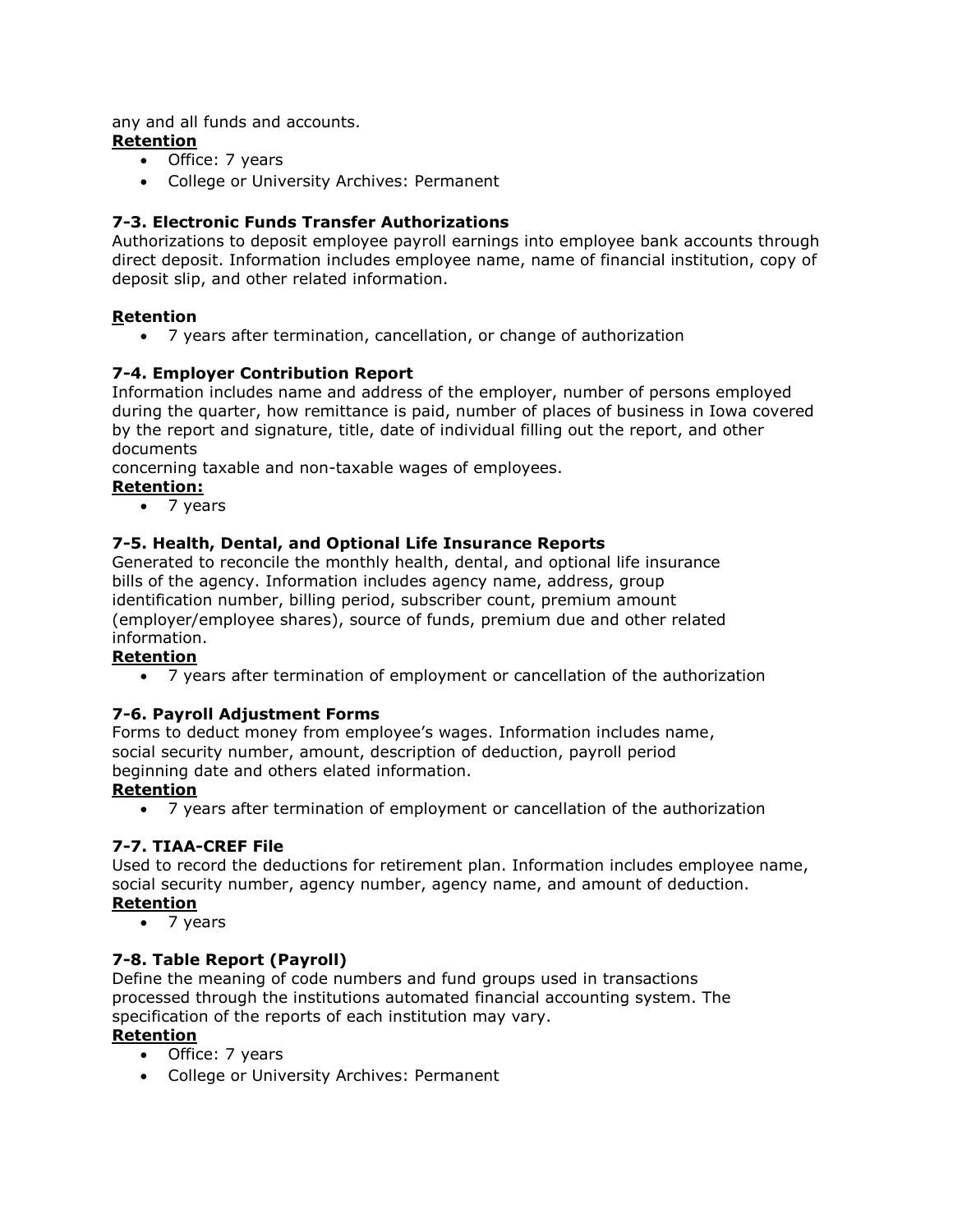any and all funds and accounts.

**Retention**

- Office: 7 years
- College or University Archives: Permanent

### 7-3. Electronic Funds Transfer Authorizations

Authorizations to deposit employee payroll earnings into employee bank accounts through direct deposit. Information includes employee name, name of financial institution, copy of deposit slip, and other related information.

**Retention**

- 7 years after termination, cancellation, or change of authorization

### 7-4. Employer Contribution Report

Information includes name and address of the employer, number of persons employed during the quarter, how remittance is paid, number of places of business in Iowa covered by the report and signature, title, date of individual filling out the report, and other documents
concerning taxable and non-taxable wages of employees.

**Retention:**

- 7 years

### 7-5. Health, Dental, and Optional Life Insurance Reports

Generated to reconcile the monthly health, dental, and optional life insurance bills of the agency. Information includes agency name, address, group identification number, billing period, subscriber count, premium amount (employer/employee shares), source of funds, premium due and other related information.

**Retention**

- 7 years after termination of employment or cancellation of the authorization

### 7-6. Payroll Adjustment Forms

Forms to deduct money from employee's wages. Information includes name, social security number, amount, description of deduction, payroll period beginning date and others elated information.

**Retention**

- 7 years after termination of employment or cancellation of the authorization

### 7-7. TIAA-CREF File

Used to record the deductions for retirement plan. Information includes employee name, social security number, agency number, agency name, and amount of deduction.

**Retention**

- 7 years

### 7-8. Table Report (Payroll)

Define the meaning of code numbers and fund groups used in transactions processed through the institutions automated financial accounting system. The specification of the reports of each institution may vary.

**Retention**

- Office: 7 years
- College or University Archives: Permanent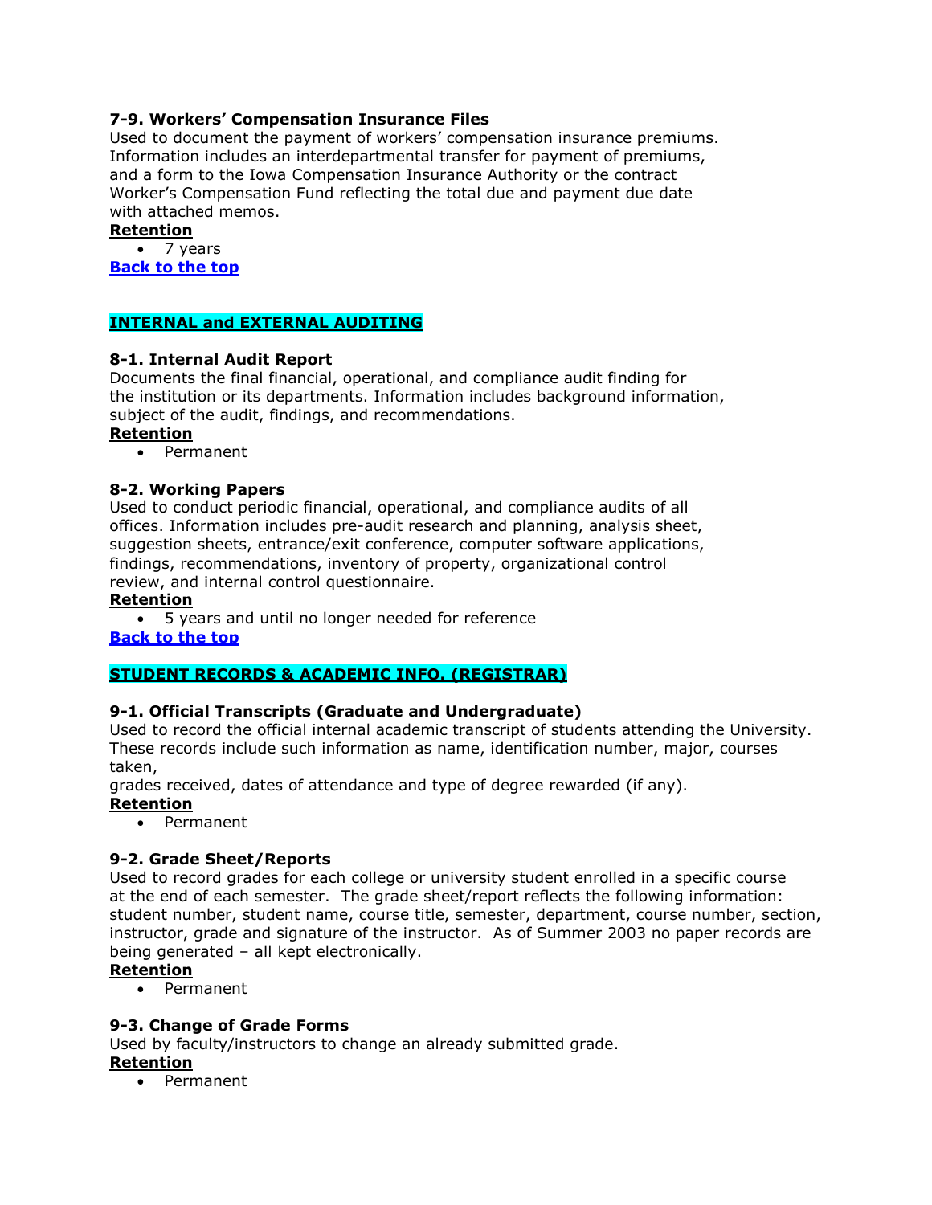### 7-9. Workers' Compensation Insurance Files

Used to document the payment of workers' compensation insurance premiums. Information includes an interdepartmental transfer for payment of premiums, and a form to the Iowa Compensation Insurance Authority or the contract Worker's Compensation Fund reflecting the total due and payment due date with attached memos.

**Retention**

- 7 years

**Back to the top**

## INTERNAL and EXTERNAL AUDITING

### 8-1. Internal Audit Report

Documents the final financial, operational, and compliance audit finding for the institution or its departments. Information includes background information, subject of the audit, findings, and recommendations.

**Retention**

- Permanent

### 8-2. Working Papers

Used to conduct periodic financial, operational, and compliance audits of all offices. Information includes pre-audit research and planning, analysis sheet, suggestion sheets, entrance/exit conference, computer software applications, findings, recommendations, inventory of property, organizational control review, and internal control questionnaire.

**Retention**

- 5 years and until no longer needed for reference

**Back to the top**

## STUDENT RECORDS & ACADEMIC INFO. (REGISTRAR)

### 9-1. Official Transcripts (Graduate and Undergraduate)

Used to record the official internal academic transcript of students attending the University. These records include such information as name, identification number, major, courses taken,
grades received, dates of attendance and type of degree rewarded (if any).

**Retention**

- Permanent

### 9-2. Grade Sheet/Reports

Used to record grades for each college or university student enrolled in a specific course at the end of each semester. The grade sheet/report reflects the following information: student number, student name, course title, semester, department, course number, section, instructor, grade and signature of the instructor. As of Summer 2003 no paper records are being generated – all kept electronically.

**Retention**

- Permanent

### 9-3. Change of Grade Forms

Used by faculty/instructors to change an already submitted grade.

**Retention**

- Permanent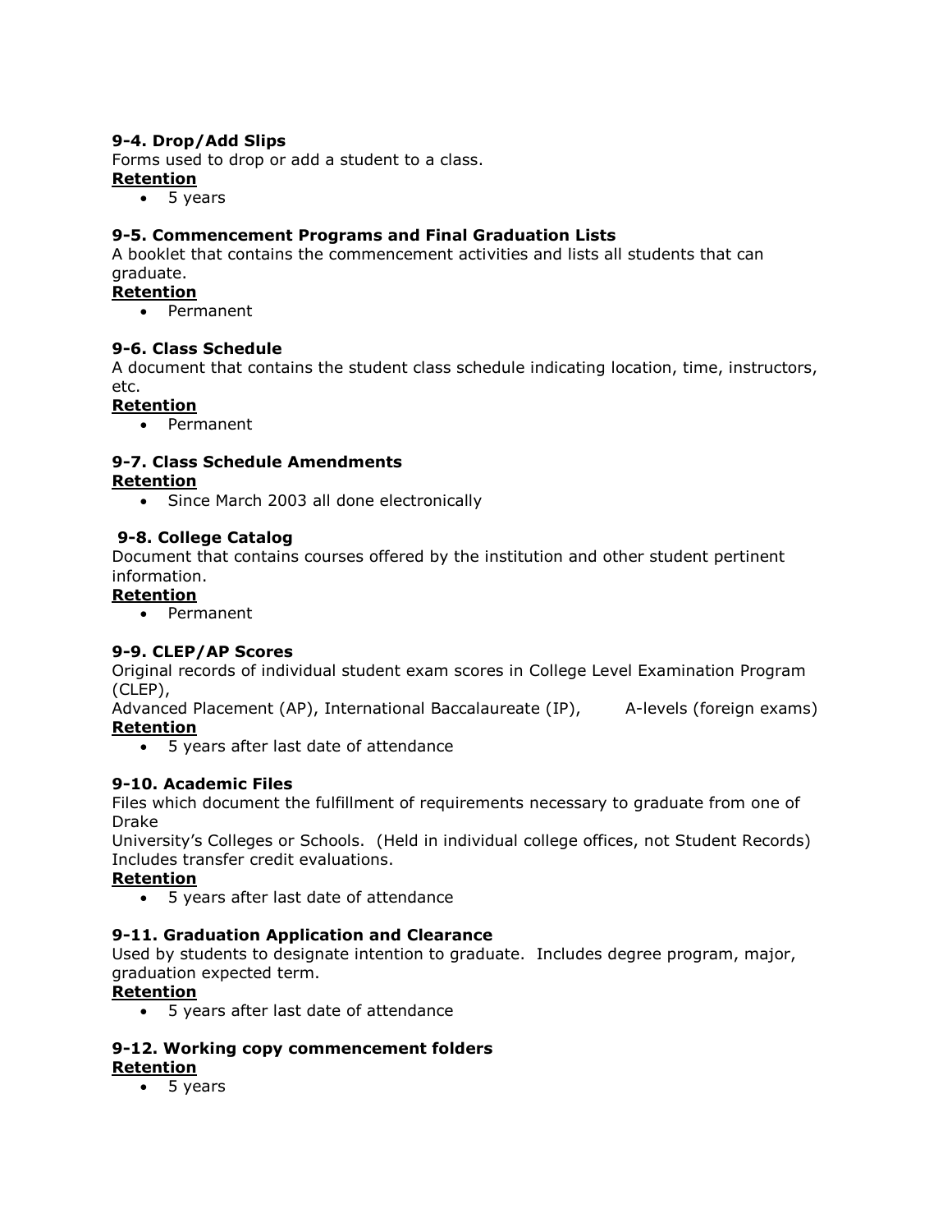**9-4. Drop/Add Slips**
Forms used to drop or add a student to a class.
**Retention**

- 5 years

**9-5. Commencement Programs and Final Graduation Lists**
A booklet that contains the commencement activities and lists all students that can graduate.
**Retention**

- Permanent

**9-6. Class Schedule**
A document that contains the student class schedule indicating location, time, instructors, etc.
**Retention**

- Permanent

**9-7. Class Schedule Amendments**
**Retention**

- Since March 2003 all done electronically

**9-8. College Catalog**
Document that contains courses offered by the institution and other student pertinent information.
**Retention**

- Permanent

**9-9. CLEP/AP Scores**
Original records of individual student exam scores in College Level Examination Program (CLEP),
Advanced Placement (AP), International Baccalaureate (IP), A-levels (foreign exams)
**Retention**

- 5 years after last date of attendance

**9-10. Academic Files**
Files which document the fulfillment of requirements necessary to graduate from one of Drake
University's Colleges or Schools. (Held in individual college offices, not Student Records) Includes transfer credit evaluations.
**Retention**

- 5 years after last date of attendance

**9-11. Graduation Application and Clearance**
Used by students to designate intention to graduate. Includes degree program, major, graduation expected term.
**Retention**

- 5 years after last date of attendance

**9-12. Working copy commencement folders**
**Retention**

- 5 years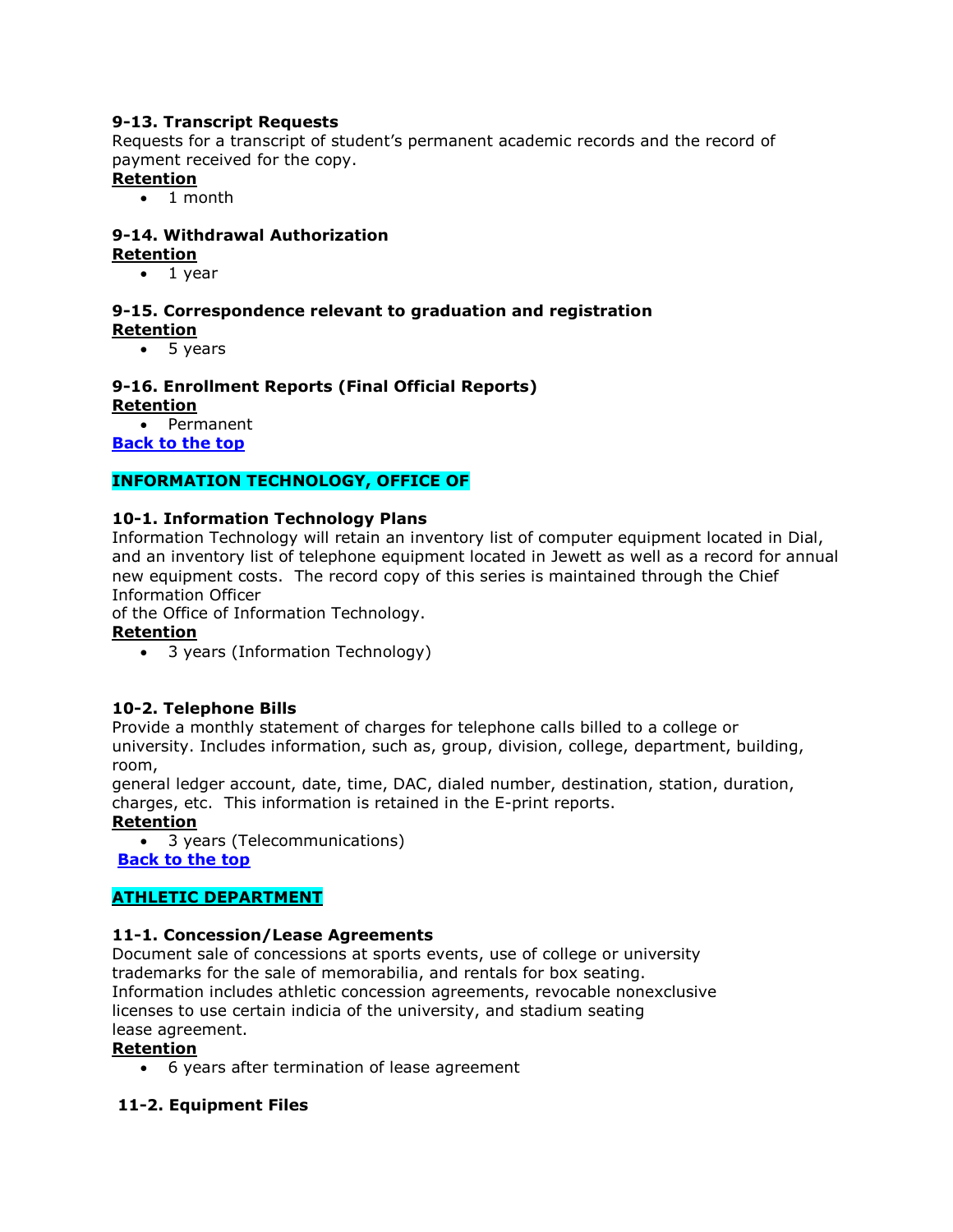**9-13. Transcript Requests**
Requests for a transcript of student's permanent academic records and the record of payment received for the copy.

**Retention**

- 1 month

**9-14. Withdrawal Authorization**

**Retention**

- 1 year

**9-15. Correspondence relevant to graduation and registration**

**Retention**

- 5 years

**9-16. Enrollment Reports (Final Official Reports)**

**Retention**

- Permanent

**Back to the top**

## INFORMATION TECHNOLOGY, OFFICE OF

**10-1. Information Technology Plans**
Information Technology will retain an inventory list of computer equipment located in Dial, and an inventory list of telephone equipment located in Jewett as well as a record for annual new equipment costs. The record copy of this series is maintained through the Chief Information Officer
of the Office of Information Technology.

**Retention**

- 3 years (Information Technology)

**10-2. Telephone Bills**
Provide a monthly statement of charges for telephone calls billed to a college or university. Includes information, such as, group, division, college, department, building, room,
general ledger account, date, time, DAC, dialed number, destination, station, duration, charges, etc. This information is retained in the E-print reports.

**Retention**

- 3 years (Telecommunications)

**Back to the top**

## ATHLETIC DEPARTMENT

**11-1. Concession/Lease Agreements**
Document sale of concessions at sports events, use of college or university trademarks for the sale of memorabilia, and rentals for box seating. Information includes athletic concession agreements, revocable nonexclusive licenses to use certain indicia of the university, and stadium seating lease agreement.

**Retention**

- 6 years after termination of lease agreement

**11-2. Equipment Files**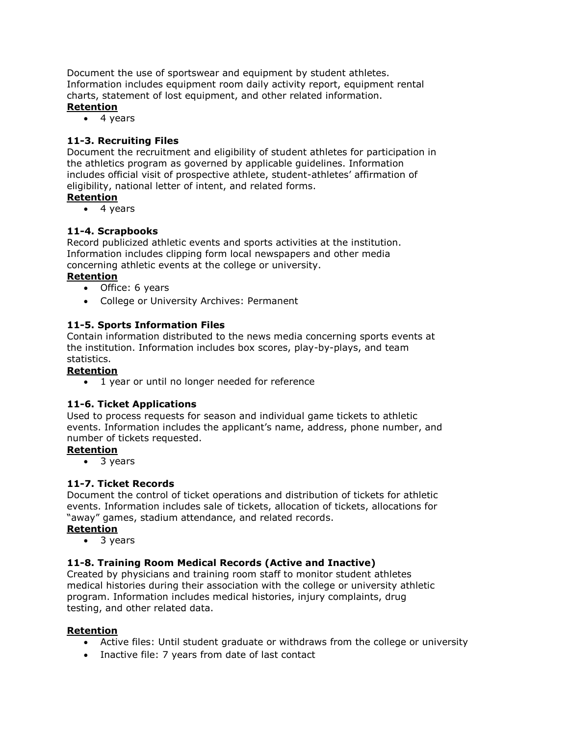Document the use of sportswear and equipment by student athletes. Information includes equipment room daily activity report, equipment rental charts, statement of lost equipment, and other related information.

**Retention**

- 4 years

### 11-3. Recruiting Files

Document the recruitment and eligibility of student athletes for participation in the athletics program as governed by applicable guidelines. Information includes official visit of prospective athlete, student-athletes' affirmation of eligibility, national letter of intent, and related forms.

**Retention**

- 4 years

### 11-4. Scrapbooks

Record publicized athletic events and sports activities at the institution. Information includes clipping form local newspapers and other media concerning athletic events at the college or university.

**Retention**

- Office: 6 years
- College or University Archives: Permanent

### 11-5. Sports Information Files

Contain information distributed to the news media concerning sports events at the institution. Information includes box scores, play-by-plays, and team statistics.

**Retention**

- 1 year or until no longer needed for reference

### 11-6. Ticket Applications

Used to process requests for season and individual game tickets to athletic events. Information includes the applicant's name, address, phone number, and number of tickets requested.

**Retention**

- 3 years

### 11-7. Ticket Records

Document the control of ticket operations and distribution of tickets for athletic events. Information includes sale of tickets, allocation of tickets, allocations for "away" games, stadium attendance, and related records.

**Retention**

- 3 years

### 11-8. Training Room Medical Records (Active and Inactive)

Created by physicians and training room staff to monitor student athletes medical histories during their association with the college or university athletic program. Information includes medical histories, injury complaints, drug testing, and other related data.

**Retention**

- Active files: Until student graduate or withdraws from the college or university
- Inactive file: 7 years from date of last contact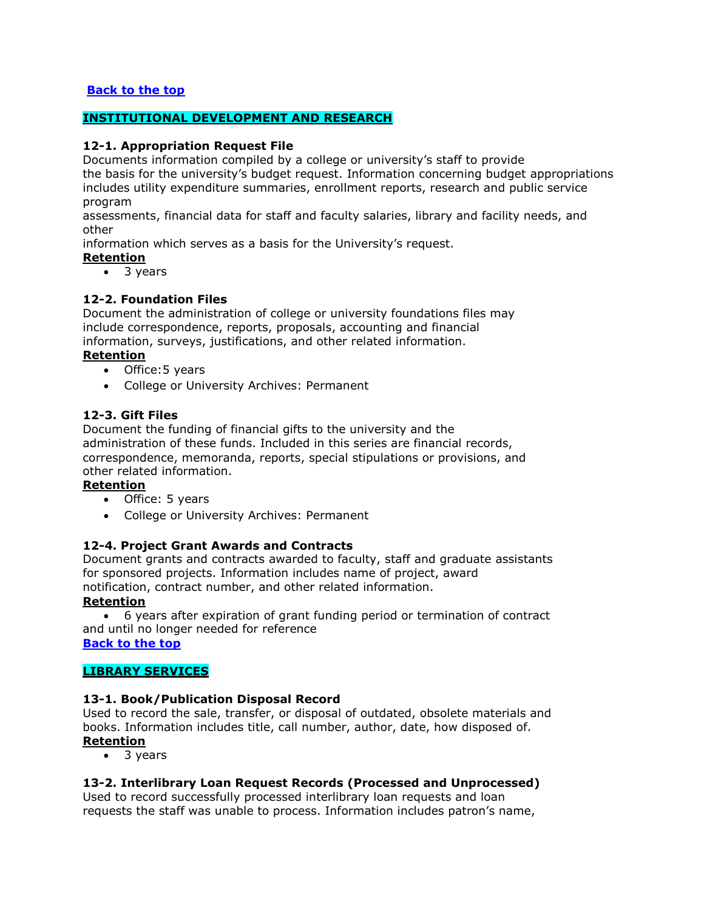**Back to the top**

## INSTITUTIONAL DEVELOPMENT AND RESEARCH

**12-1. Appropriation Request File**

Documents information compiled by a college or university's staff to provide the basis for the university's budget request. Information concerning budget appropriations includes utility expenditure summaries, enrollment reports, research and public service program assessments, financial data for staff and faculty salaries, library and facility needs, and other information which serves as a basis for the University's request.

**Retention**

- 3 years

**12-2. Foundation Files**

Document the administration of college or university foundations files may include correspondence, reports, proposals, accounting and financial information, surveys, justifications, and other related information.

**Retention**

- Office:5 years
- College or University Archives: Permanent

**12-3. Gift Files**

Document the funding of financial gifts to the university and the administration of these funds. Included in this series are financial records, correspondence, memoranda, reports, special stipulations or provisions, and other related information.

**Retention**

- Office: 5 years
- College or University Archives: Permanent

**12-4. Project Grant Awards and Contracts**

Document grants and contracts awarded to faculty, staff and graduate assistants for sponsored projects. Information includes name of project, award notification, contract number, and other related information.

**Retention**

- 6 years after expiration of grant funding period or termination of contract and until no longer needed for reference

**Back to the top**

## LIBRARY SERVICES

**13-1. Book/Publication Disposal Record**

Used to record the sale, transfer, or disposal of outdated, obsolete materials and books. Information includes title, call number, author, date, how disposed of.

**Retention**

- 3 years

**13-2. Interlibrary Loan Request Records (Processed and Unprocessed)**

Used to record successfully processed interlibrary loan requests and loan requests the staff was unable to process. Information includes patron's name,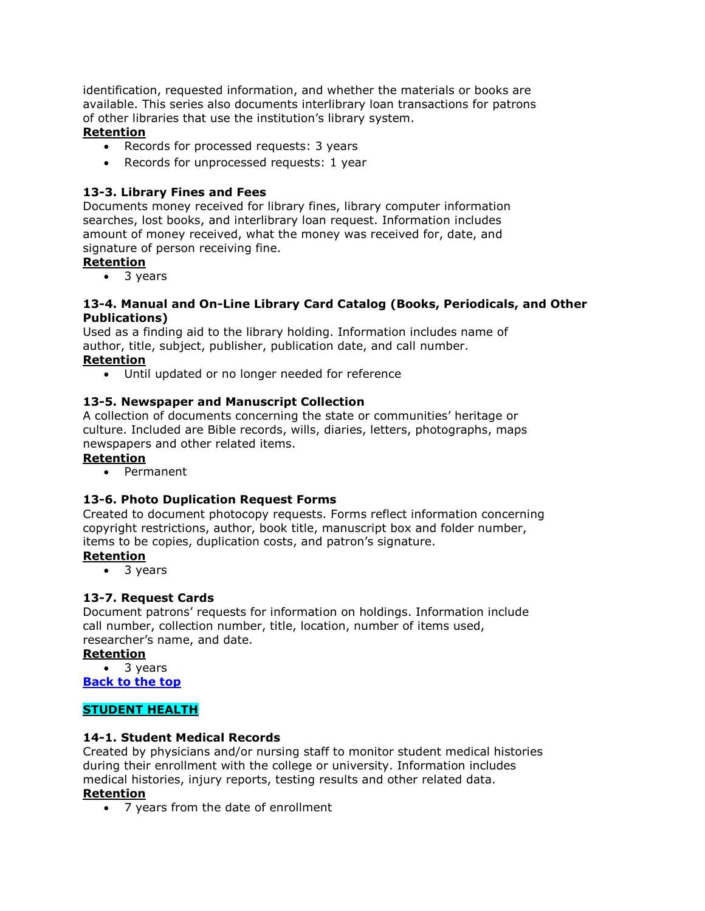identification, requested information, and whether the materials or books are available. This series also documents interlibrary loan transactions for patrons of other libraries that use the institution's library system.

**Retention**

- Records for processed requests: 3 years
- Records for unprocessed requests: 1 year

### 13-3. Library Fines and Fees

Documents money received for library fines, library computer information searches, lost books, and interlibrary loan request. Information includes amount of money received, what the money was received for, date, and signature of person receiving fine.

**Retention**

- 3 years

### 13-4. Manual and On-Line Library Card Catalog (Books, Periodicals, and Other Publications)

Used as a finding aid to the library holding. Information includes name of author, title, subject, publisher, publication date, and call number.

**Retention**

- Until updated or no longer needed for reference

### 13-5. Newspaper and Manuscript Collection

A collection of documents concerning the state or communities' heritage or culture. Included are Bible records, wills, diaries, letters, photographs, maps newspapers and other related items.

**Retention**

- Permanent

### 13-6. Photo Duplication Request Forms

Created to document photocopy requests. Forms reflect information concerning copyright restrictions, author, book title, manuscript box and folder number, items to be copies, duplication costs, and patron's signature.

**Retention**

- 3 years

### 13-7. Request Cards

Document patrons' requests for information on holdings. Information include call number, collection number, title, location, number of items used, researcher's name, and date.

**Retention**

- 3 years

**Back to the top**

## STUDENT HEALTH

### 14-1. Student Medical Records

Created by physicians and/or nursing staff to monitor student medical histories during their enrollment with the college or university. Information includes medical histories, injury reports, testing results and other related data.

**Retention**

- 7 years from the date of enrollment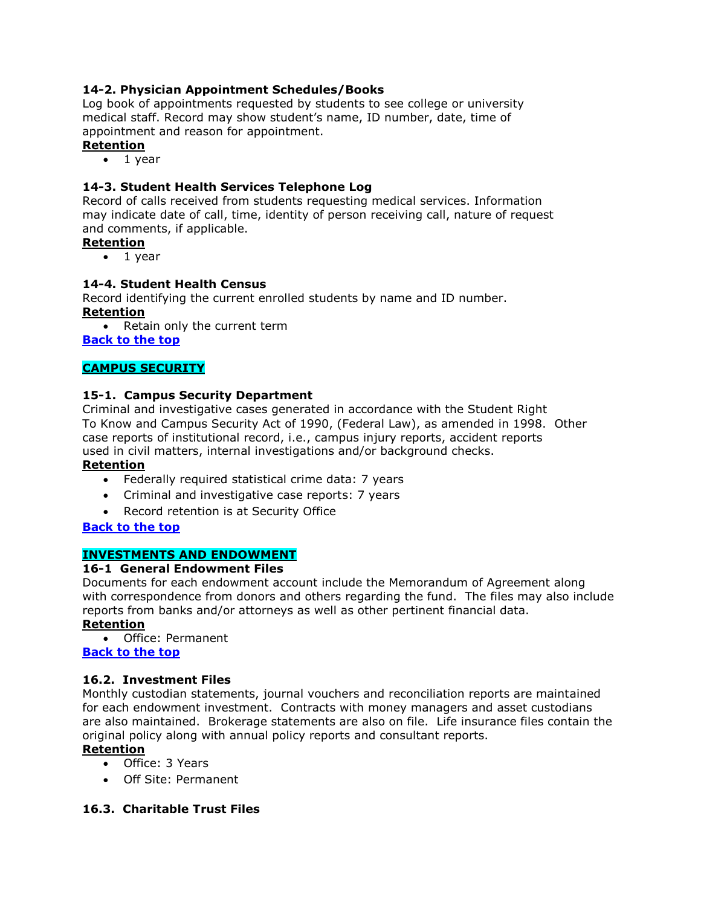**14-2. Physician Appointment Schedules/Books**

Log book of appointments requested by students to see college or university medical staff. Record may show student's name, ID number, date, time of appointment and reason for appointment.

**Retention**

- 1 year

**14-3. Student Health Services Telephone Log**

Record of calls received from students requesting medical services. Information may indicate date of call, time, identity of person receiving call, nature of request and comments, if applicable.

**Retention**

- 1 year

**14-4. Student Health Census**

Record identifying the current enrolled students by name and ID number.

**Retention**

- Retain only the current term

**Back to the top**

## CAMPUS SECURITY

**15-1. Campus Security Department**

Criminal and investigative cases generated in accordance with the Student Right To Know and Campus Security Act of 1990, (Federal Law), as amended in 1998. Other case reports of institutional record, i.e., campus injury reports, accident reports used in civil matters, internal investigations and/or background checks.

**Retention**

- Federally required statistical crime data: 7 years
- Criminal and investigative case reports: 7 years
- Record retention is at Security Office

**Back to the top**

## INVESTMENTS AND ENDOWMENT

**16-1 General Endowment Files**

Documents for each endowment account include the Memorandum of Agreement along with correspondence from donors and others regarding the fund. The files may also include reports from banks and/or attorneys as well as other pertinent financial data.

**Retention**

- Office: Permanent

**Back to the top**

**16.2. Investment Files**

Monthly custodian statements, journal vouchers and reconciliation reports are maintained for each endowment investment. Contracts with money managers and asset custodians are also maintained. Brokerage statements are also on file. Life insurance files contain the original policy along with annual policy reports and consultant reports.

**Retention**

- Office: 3 Years
- Off Site: Permanent

**16.3. Charitable Trust Files**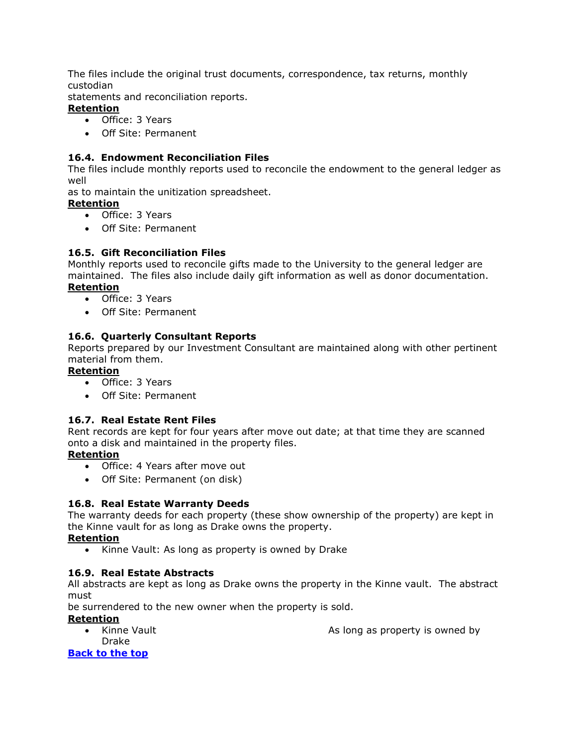The files include the original trust documents, correspondence, tax returns, monthly custodian statements and reconciliation reports.

**Retention**

- Office: 3 Years
- Off Site: Permanent

### 16.4. Endowment Reconciliation Files

The files include monthly reports used to reconcile the endowment to the general ledger as well as to maintain the unitization spreadsheet.

**Retention**

- Office: 3 Years
- Off Site: Permanent

### 16.5. Gift Reconciliation Files

Monthly reports used to reconcile gifts made to the University to the general ledger are maintained. The files also include daily gift information as well as donor documentation.

**Retention**

- Office: 3 Years
- Off Site: Permanent

### 16.6. Quarterly Consultant Reports

Reports prepared by our Investment Consultant are maintained along with other pertinent material from them.

**Retention**

- Office: 3 Years
- Off Site: Permanent

### 16.7. Real Estate Rent Files

Rent records are kept for four years after move out date; at that time they are scanned onto a disk and maintained in the property files.

**Retention**

- Office: 4 Years after move out
- Off Site: Permanent (on disk)

### 16.8. Real Estate Warranty Deeds

The warranty deeds for each property (these show ownership of the property) are kept in the Kinne vault for as long as Drake owns the property.

**Retention**

- Kinne Vault: As long as property is owned by Drake

### 16.9. Real Estate Abstracts

All abstracts are kept as long as Drake owns the property in the Kinne vault. The abstract must be surrendered to the new owner when the property is sold.

**Retention**

- Kinne Vault As long as property is owned by Drake

[Back to the top]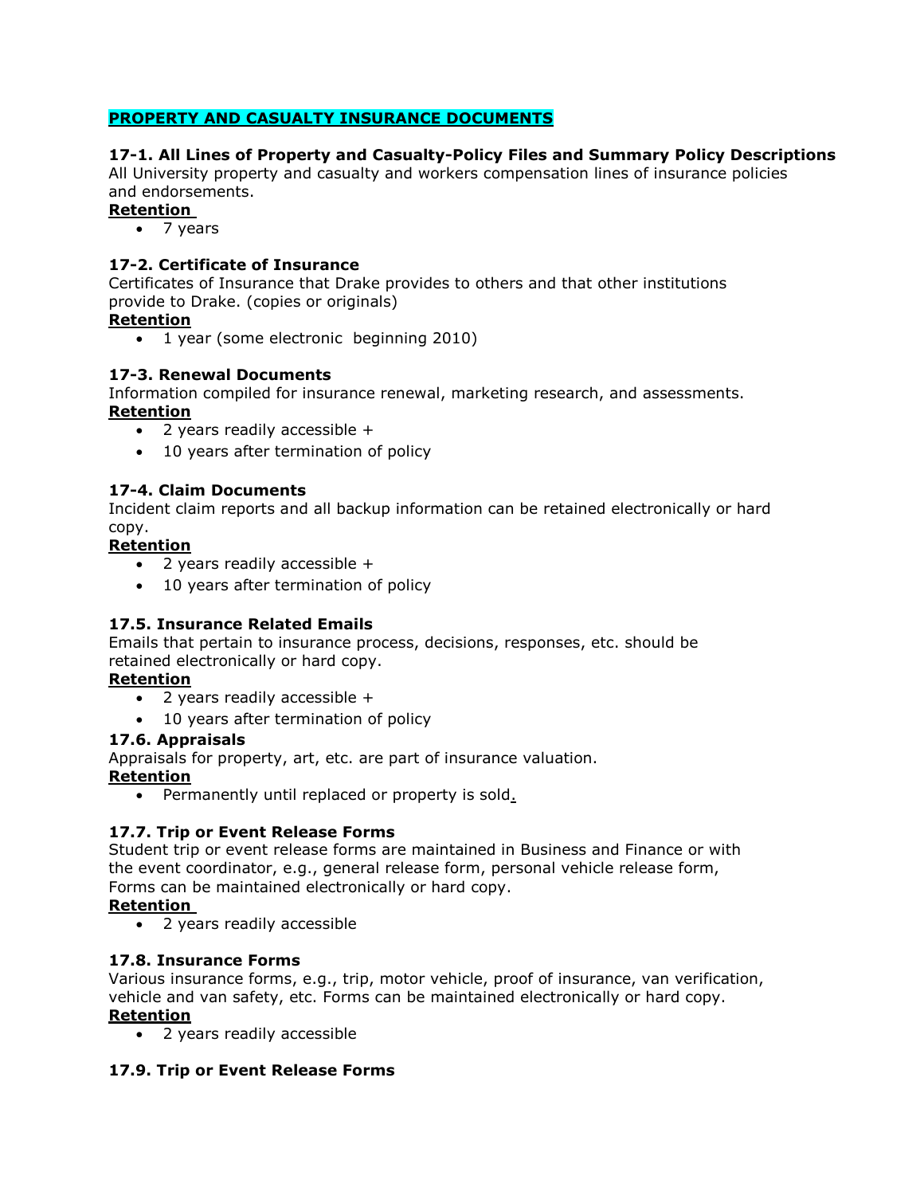## PROPERTY AND CASUALTY INSURANCE DOCUMENTS

**17-1. All Lines of Property and Casualty-Policy Files and Summary Policy Descriptions**
All University property and casualty and workers compensation lines of insurance policies and endorsements.

**Retention**

- 7 years

**17-2. Certificate of Insurance**
Certificates of Insurance that Drake provides to others and that other institutions provide to Drake. (copies or originals)

**Retention**

- 1 year (some electronic beginning 2010)

**17-3. Renewal Documents**
Information compiled for insurance renewal, marketing research, and assessments.

**Retention**

- 2 years readily accessible +
- 10 years after termination of policy

**17-4. Claim Documents**
Incident claim reports and all backup information can be retained electronically or hard copy.

**Retention**

- 2 years readily accessible +
- 10 years after termination of policy

**17.5. Insurance Related Emails**
Emails that pertain to insurance process, decisions, responses, etc. should be retained electronically or hard copy.

**Retention**

- 2 years readily accessible +
- 10 years after termination of policy

**17.6. Appraisals**
Appraisals for property, art, etc. are part of insurance valuation.

**Retention**

- Permanently until replaced or property is sold.

**17.7. Trip or Event Release Forms**
Student trip or event release forms are maintained in Business and Finance or with the event coordinator, e.g., general release form, personal vehicle release form, Forms can be maintained electronically or hard copy.

**Retention**

- 2 years readily accessible

**17.8. Insurance Forms**
Various insurance forms, e.g., trip, motor vehicle, proof of insurance, van verification, vehicle and van safety, etc. Forms can be maintained electronically or hard copy.

**Retention**

- 2 years readily accessible

**17.9. Trip or Event Release Forms**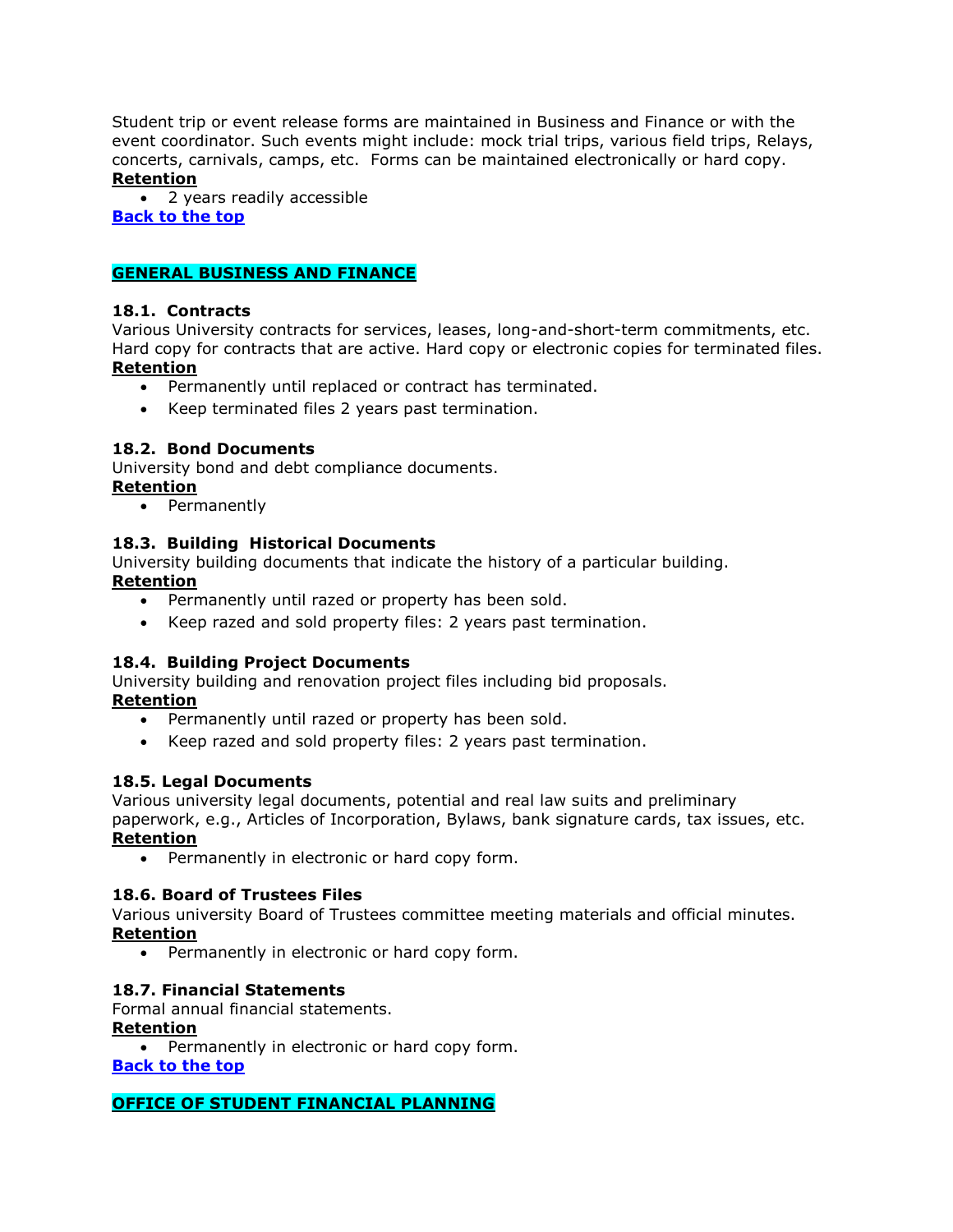Student trip or event release forms are maintained in Business and Finance or with the event coordinator. Such events might include: mock trial trips, various field trips, Relays, concerts, carnivals, camps, etc.  Forms can be maintained electronically or hard copy.

**Retention**

- 2 years readily accessible

**Back to the top**

## GENERAL BUSINESS AND FINANCE

### 18.1. Contracts

Various University contracts for services, leases, long-and-short-term commitments, etc. Hard copy for contracts that are active. Hard copy or electronic copies for terminated files.

**Retention**

- Permanently until replaced or contract has terminated.
- Keep terminated files 2 years past termination.

### 18.2. Bond Documents

University bond and debt compliance documents.

**Retention**

- Permanently

### 18.3. Building Historical Documents

University building documents that indicate the history of a particular building.

**Retention**

- Permanently until razed or property has been sold.
- Keep razed and sold property files: 2 years past termination.

### 18.4. Building Project Documents

University building and renovation project files including bid proposals.

**Retention**

- Permanently until razed or property has been sold.
- Keep razed and sold property files: 2 years past termination.

### 18.5. Legal Documents

Various university legal documents, potential and real law suits and preliminary paperwork, e.g., Articles of Incorporation, Bylaws, bank signature cards, tax issues, etc.

**Retention**

- Permanently in electronic or hard copy form.

### 18.6. Board of Trustees Files

Various university Board of Trustees committee meeting materials and official minutes.

**Retention**

- Permanently in electronic or hard copy form.

### 18.7. Financial Statements

Formal annual financial statements.

**Retention**

- Permanently in electronic or hard copy form.

**Back to the top**

## OFFICE OF STUDENT FINANCIAL PLANNING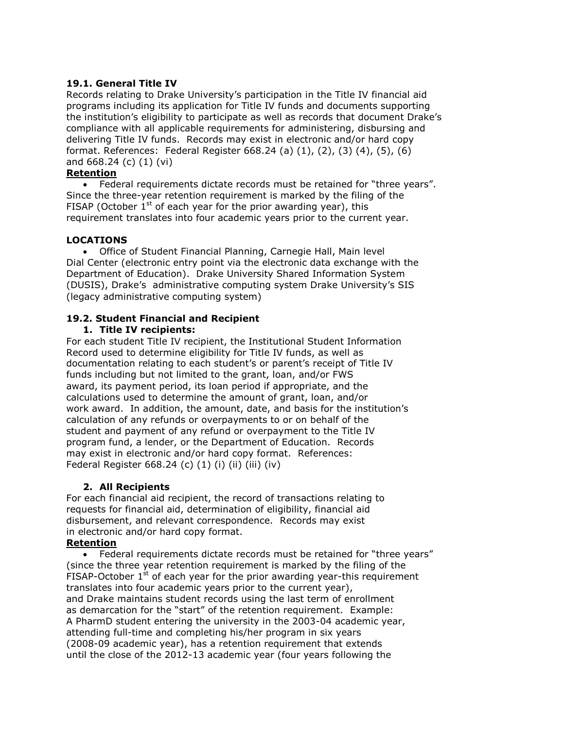### 19.1. General Title IV

Records relating to Drake University's participation in the Title IV financial aid programs including its application for Title IV funds and documents supporting the institution's eligibility to participate as well as records that document Drake's compliance with all applicable requirements for administering, disbursing and delivering Title IV funds. Records may exist in electronic and/or hard copy format. References: Federal Register 668.24 (a) (1), (2), (3) (4), (5), (6) and 668.24 (c) (1) (vi)

**Retention**

- Federal requirements dictate records must be retained for "three years". Since the three-year retention requirement is marked by the filing of the FISAP (October 1st of each year for the prior awarding year), this requirement translates into four academic years prior to the current year.

**LOCATIONS**

- Office of Student Financial Planning, Carnegie Hall, Main level
Dial Center (electronic entry point via the electronic data exchange with the Department of Education). Drake University Shared Information System (DUSIS), Drake's administrative computing system Drake University's SIS (legacy administrative computing system)

### 19.2. Student Financial and Recipient

1. **Title IV recipients:**

For each student Title IV recipient, the Institutional Student Information Record used to determine eligibility for Title IV funds, as well as documentation relating to each student's or parent's receipt of Title IV funds including but not limited to the grant, loan, and/or FWS award, its payment period, its loan period if appropriate, and the calculations used to determine the amount of grant, loan, and/or work award. In addition, the amount, date, and basis for the institution's calculation of any refunds or overpayments to or on behalf of the student and payment of any refund or overpayment to the Title IV program fund, a lender, or the Department of Education. Records may exist in electronic and/or hard copy format. References: Federal Register 668.24 (c) (1) (i) (ii) (iii) (iv)

2. **All Recipients**

For each financial aid recipient, the record of transactions relating to requests for financial aid, determination of eligibility, financial aid disbursement, and relevant correspondence. Records may exist in electronic and/or hard copy format.

**Retention**

- Federal requirements dictate records must be retained for "three years" (since the three year retention requirement is marked by the filing of the FISAP-October 1st of each year for the prior awarding year-this requirement translates into four academic years prior to the current year), and Drake maintains student records using the last term of enrollment as demarcation for the "start" of the retention requirement. Example: A PharmD student entering the university in the 2003-04 academic year, attending full-time and completing his/her program in six years (2008-09 academic year), has a retention requirement that extends until the close of the 2012-13 academic year (four years following the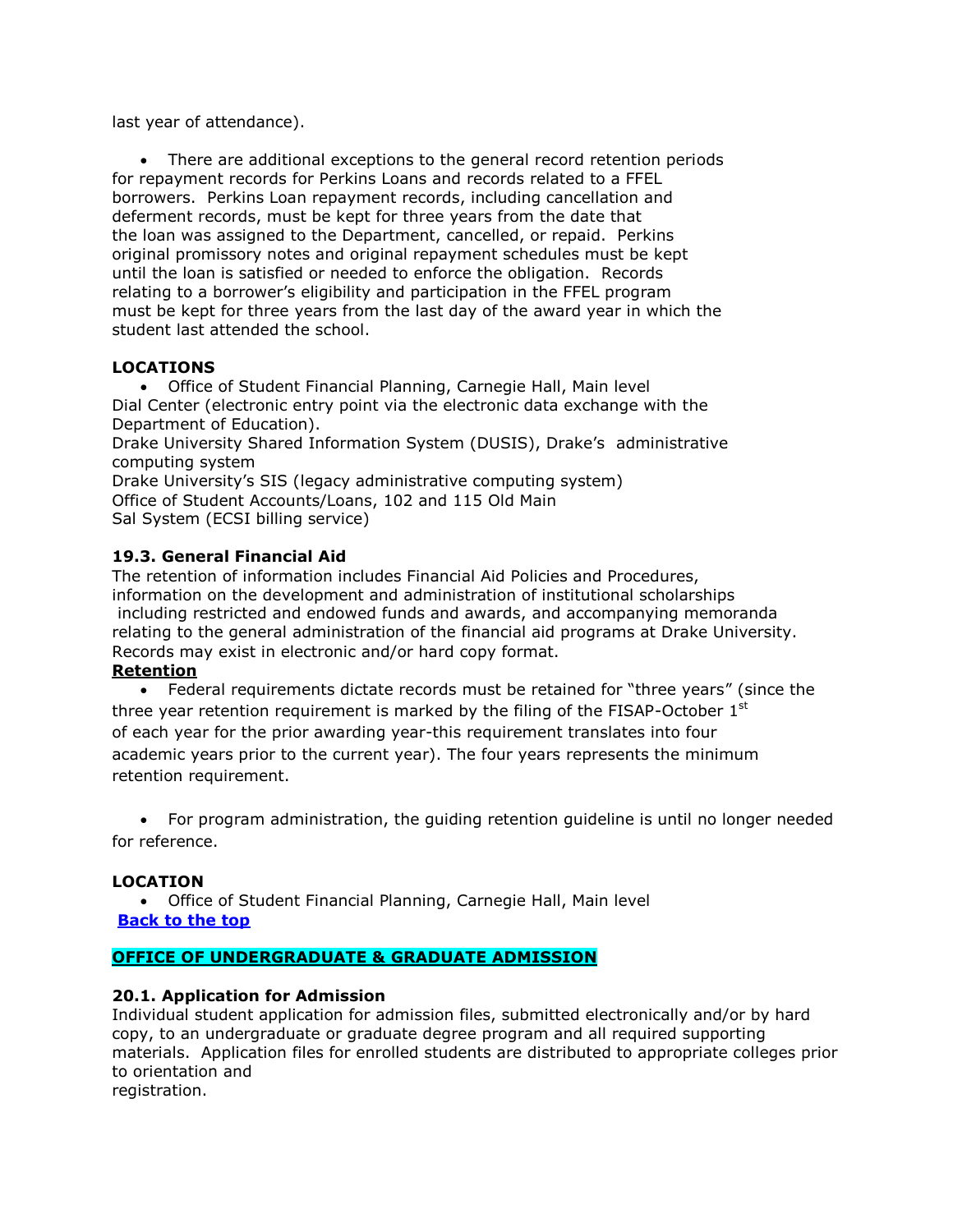last year of attendance).

- There are additional exceptions to the general record retention periods for repayment records for Perkins Loans and records related to a FFEL borrowers. Perkins Loan repayment records, including cancellation and deferment records, must be kept for three years from the date that the loan was assigned to the Department, cancelled, or repaid. Perkins original promissory notes and original repayment schedules must be kept until the loan is satisfied or needed to enforce the obligation. Records relating to a borrower's eligibility and participation in the FFEL program must be kept for three years from the last day of the award year in which the student last attended the school.

**LOCATIONS**

- Office of Student Financial Planning, Carnegie Hall, Main level

Dial Center (electronic entry point via the electronic data exchange with the Department of Education).
Drake University Shared Information System (DUSIS), Drake's administrative computing system
Drake University's SIS (legacy administrative computing system)
Office of Student Accounts/Loans, 102 and 115 Old Main
Sal System (ECSI billing service)

**19.3. General Financial Aid**

The retention of information includes Financial Aid Policies and Procedures, information on the development and administration of institutional scholarships including restricted and endowed funds and awards, and accompanying memoranda relating to the general administration of the financial aid programs at Drake University. Records may exist in electronic and/or hard copy format.

**Retention**

- Federal requirements dictate records must be retained for "three years" (since the three year retention requirement is marked by the filing of the FISAP-October 1st of each year for the prior awarding year-this requirement translates into four academic years prior to the current year). The four years represents the minimum retention requirement.

- For program administration, the guiding retention guideline is until no longer needed for reference.

**LOCATION**

- Office of Student Financial Planning, Carnegie Hall, Main level

**Back to the top**

**OFFICE OF UNDERGRADUATE & GRADUATE ADMISSION**

**20.1. Application for Admission**

Individual student application for admission files, submitted electronically and/or by hard copy, to an undergraduate or graduate degree program and all required supporting materials. Application files for enrolled students are distributed to appropriate colleges prior to orientation and registration.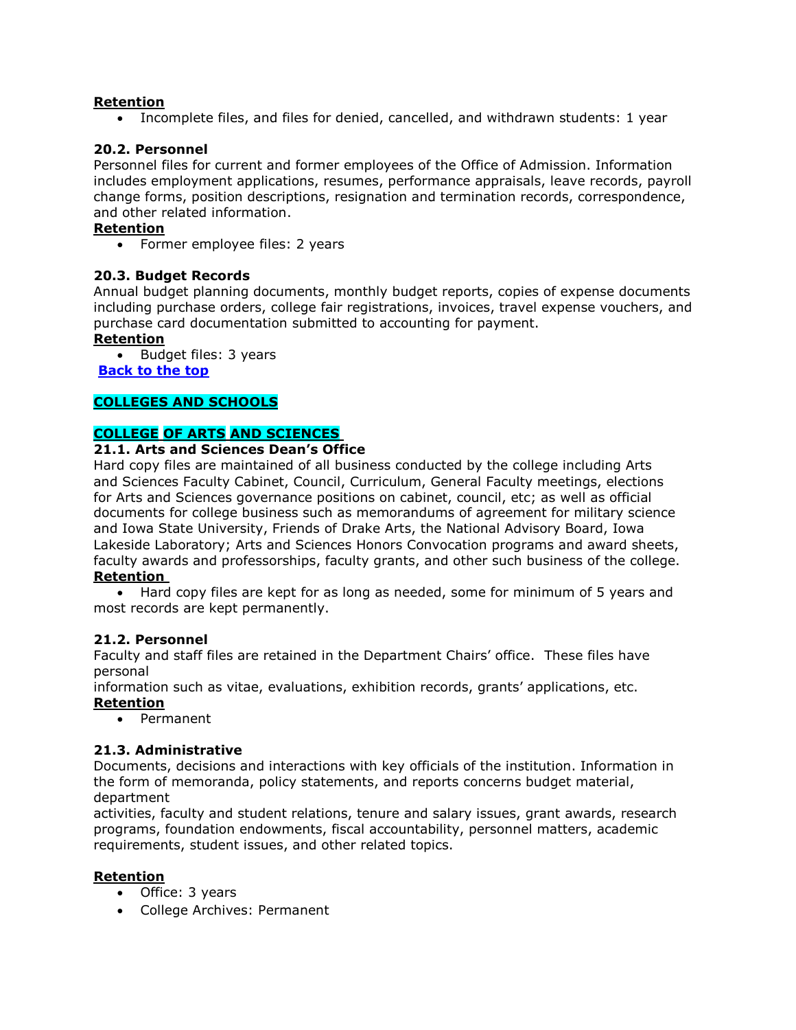**Retention**

- Incomplete files, and files for denied, cancelled, and withdrawn students: 1 year

### 20.2. Personnel

Personnel files for current and former employees of the Office of Admission. Information includes employment applications, resumes, performance appraisals, leave records, payroll change forms, position descriptions, resignation and termination records, correspondence, and other related information.

**Retention**

- Former employee files: 2 years

### 20.3. Budget Records

Annual budget planning documents, monthly budget reports, copies of expense documents including purchase orders, college fair registrations, invoices, travel expense vouchers, and purchase card documentation submitted to accounting for payment.

**Retention**

- Budget files: 3 years

**Back to the top**

## COLLEGES AND SCHOOLS

## COLLEGE OF ARTS AND SCIENCES

### 21.1. Arts and Sciences Dean's Office

Hard copy files are maintained of all business conducted by the college including Arts and Sciences Faculty Cabinet, Council, Curriculum, General Faculty meetings, elections for Arts and Sciences governance positions on cabinet, council, etc; as well as official documents for college business such as memorandums of agreement for military science and Iowa State University, Friends of Drake Arts, the National Advisory Board, Iowa Lakeside Laboratory; Arts and Sciences Honors Convocation programs and award sheets, faculty awards and professorships, faculty grants, and other such business of the college.

**Retention**

- Hard copy files are kept for as long as needed, some for minimum of 5 years and most records are kept permanently.

### 21.2. Personnel

Faculty and staff files are retained in the Department Chairs' office. These files have personal information such as vitae, evaluations, exhibition records, grants' applications, etc.

**Retention**

- Permanent

### 21.3. Administrative

Documents, decisions and interactions with key officials of the institution. Information in the form of memoranda, policy statements, and reports concerns budget material, department activities, faculty and student relations, tenure and salary issues, grant awards, research programs, foundation endowments, fiscal accountability, personnel matters, academic requirements, student issues, and other related topics.

**Retention**

- Office: 3 years
- College Archives: Permanent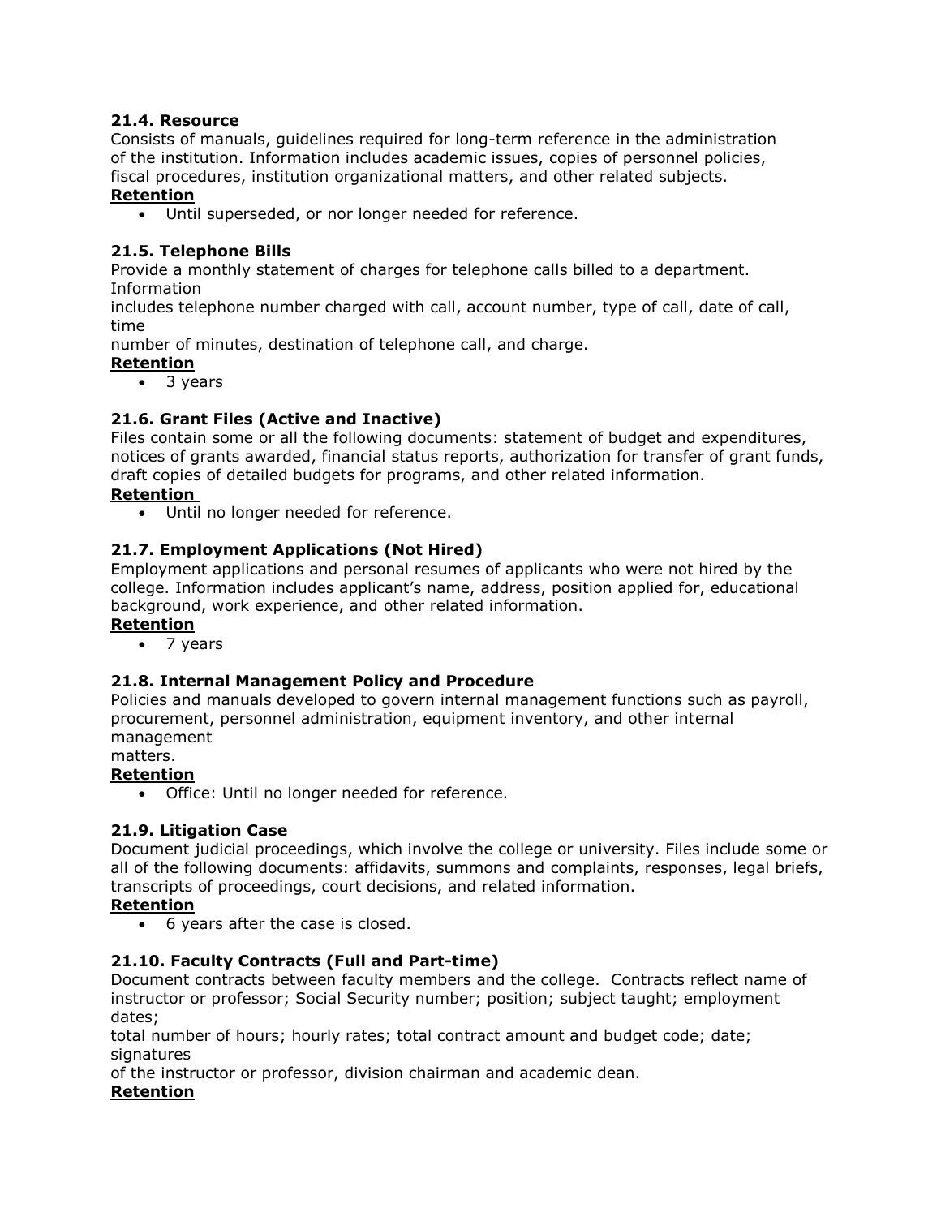### 21.4. Resource

Consists of manuals, guidelines required for long-term reference in the administration of the institution. Information includes academic issues, copies of personnel policies, fiscal procedures, institution organizational matters, and other related subjects.

**Retention**

- Until superseded, or nor longer needed for reference.

### 21.5. Telephone Bills

Provide a monthly statement of charges for telephone calls billed to a department. Information includes telephone number charged with call, account number, type of call, date of call, time number of minutes, destination of telephone call, and charge.

**Retention**

- 3 years

### 21.6. Grant Files (Active and Inactive)

Files contain some or all the following documents: statement of budget and expenditures, notices of grants awarded, financial status reports, authorization for transfer of grant funds, draft copies of detailed budgets for programs, and other related information.

**Retention**

- Until no longer needed for reference.

### 21.7. Employment Applications (Not Hired)

Employment applications and personal resumes of applicants who were not hired by the college. Information includes applicant's name, address, position applied for, educational background, work experience, and other related information.

**Retention**

- 7 years

### 21.8. Internal Management Policy and Procedure

Policies and manuals developed to govern internal management functions such as payroll, procurement, personnel administration, equipment inventory, and other internal management matters.

**Retention**

- Office: Until no longer needed for reference.

### 21.9. Litigation Case

Document judicial proceedings, which involve the college or university. Files include some or all of the following documents: affidavits, summons and complaints, responses, legal briefs, transcripts of proceedings, court decisions, and related information.

**Retention**

- 6 years after the case is closed.

### 21.10. Faculty Contracts (Full and Part-time)

Document contracts between faculty members and the college. Contracts reflect name of instructor or professor; Social Security number; position; subject taught; employment dates; total number of hours; hourly rates; total contract amount and budget code; date; signatures of the instructor or professor, division chairman and academic dean.

**Retention**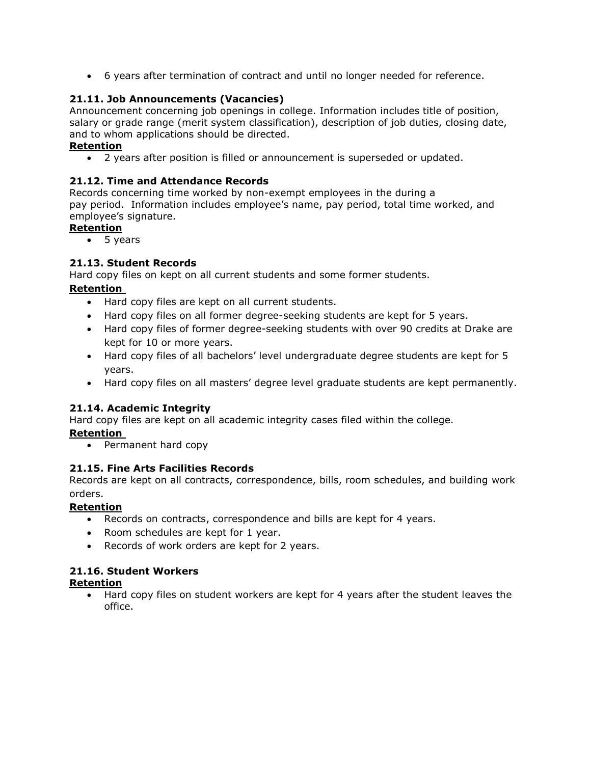- 6 years after termination of contract and until no longer needed for reference.

### 21.11. Job Announcements (Vacancies)

Announcement concerning job openings in college. Information includes title of position, salary or grade range (merit system classification), description of job duties, closing date, and to whom applications should be directed.

**Retention**

- 2 years after position is filled or announcement is superseded or updated.

### 21.12. Time and Attendance Records

Records concerning time worked by non-exempt employees in the during a pay period. Information includes employee's name, pay period, total time worked, and employee's signature.

**Retention**

- 5 years

### 21.13. Student Records

Hard copy files on kept on all current students and some former students.

**Retention**

- Hard copy files are kept on all current students.
- Hard copy files on all former degree-seeking students are kept for 5 years.
- Hard copy files of former degree-seeking students with over 90 credits at Drake are kept for 10 or more years.
- Hard copy files of all bachelors' level undergraduate degree students are kept for 5 years.
- Hard copy files on all masters' degree level graduate students are kept permanently.

### 21.14. Academic Integrity

Hard copy files are kept on all academic integrity cases filed within the college.

**Retention**

- Permanent hard copy

### 21.15. Fine Arts Facilities Records

Records are kept on all contracts, correspondence, bills, room schedules, and building work orders.

**Retention**

- Records on contracts, correspondence and bills are kept for 4 years.
- Room schedules are kept for 1 year.
- Records of work orders are kept for 2 years.

### 21.16. Student Workers

**Retention**

- Hard copy files on student workers are kept for 4 years after the student leaves the office.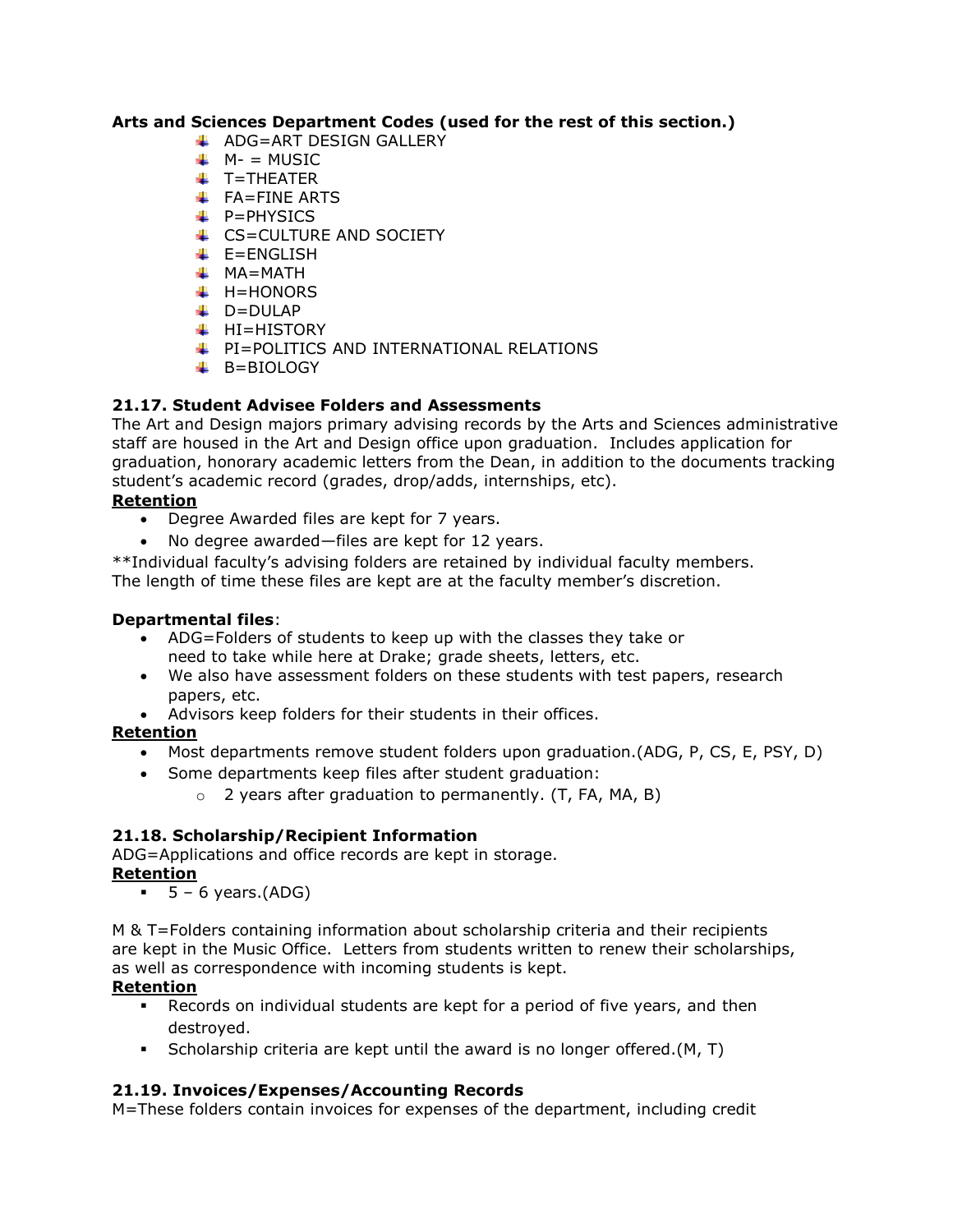**Arts and Sciences Department Codes (used for the rest of this section.)**

- ADG=ART DESIGN GALLERY
- M- = MUSIC
- T=THEATER
- FA=FINE ARTS
- P=PHYSICS
- CS=CULTURE AND SOCIETY
- E=ENGLISH
- MA=MATH
- H=HONORS
- D=DULAP
- HI=HISTORY
- PI=POLITICS AND INTERNATIONAL RELATIONS
- B=BIOLOGY

**21.17. Student Advisee Folders and Assessments**

The Art and Design majors primary advising records by the Arts and Sciences administrative staff are housed in the Art and Design office upon graduation. Includes application for graduation, honorary academic letters from the Dean, in addition to the documents tracking student's academic record (grades, drop/adds, internships, etc).

**Retention**

- Degree Awarded files are kept for 7 years.
- No degree awarded—files are kept for 12 years.

**Individual faculty's advising folders are retained by individual faculty members. The length of time these files are kept are at the faculty member's discretion.

**Departmental files**:

- ADG=Folders of students to keep up with the classes they take or need to take while here at Drake; grade sheets, letters, etc.
- We also have assessment folders on these students with test papers, research papers, etc.
- Advisors keep folders for their students in their offices.

**Retention**

- Most departments remove student folders upon graduation.(ADG, P, CS, E, PSY, D)
- Some departments keep files after student graduation:
  - 2 years after graduation to permanently. (T, FA, MA, B)

**21.18. Scholarship/Recipient Information**

ADG=Applications and office records are kept in storage.

**Retention**

- 5 – 6 years.(ADG)

M & T=Folders containing information about scholarship criteria and their recipients are kept in the Music Office. Letters from students written to renew their scholarships, as well as correspondence with incoming students is kept.

**Retention**

- Records on individual students are kept for a period of five years, and then destroyed.
- Scholarship criteria are kept until the award is no longer offered.(M, T)

**21.19. Invoices/Expenses/Accounting Records**

M=These folders contain invoices for expenses of the department, including credit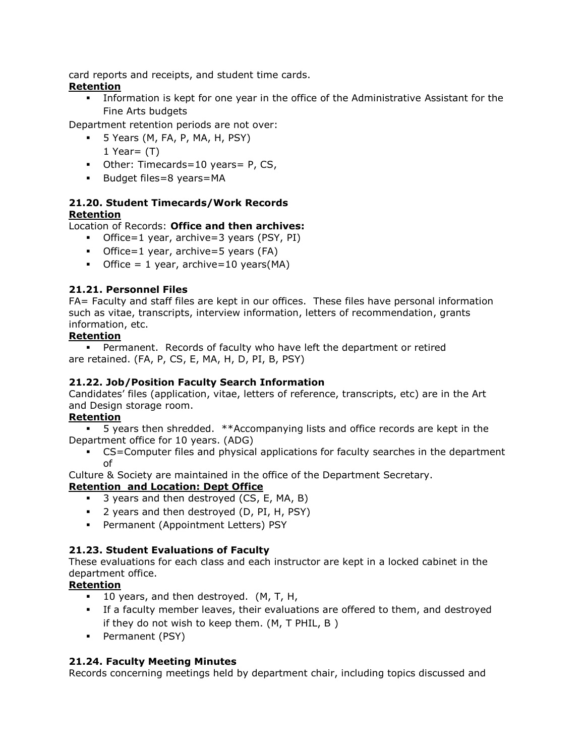card reports and receipts, and student time cards.

**Retention**

- Information is kept for one year in the office of the Administrative Assistant for the Fine Arts budgets

Department retention periods are not over:

- 5 Years (M, FA, P, MA, H, PSY)
  1 Year= (T)
- Other: Timecards=10 years= P, CS,
- Budget files=8 years=MA

### 21.20. Student Timecards/Work Records

**Retention**

Location of Records: **Office and then archives:**

- Office=1 year, archive=3 years (PSY, PI)
- Office=1 year, archive=5 years (FA)
- Office = 1 year, archive=10 years(MA)

### 21.21. Personnel Files

FA= Faculty and staff files are kept in our offices. These files have personal information such as vitae, transcripts, interview information, letters of recommendation, grants information, etc.

**Retention**

- Permanent. Records of faculty who have left the department or retired are retained. (FA, P, CS, E, MA, H, D, PI, B, PSY)

### 21.22. Job/Position Faculty Search Information

Candidates' files (application, vitae, letters of reference, transcripts, etc) are in the Art and Design storage room.

**Retention**

- 5 years then shredded. **Accompanying lists and office records are kept in the Department office for 10 years. (ADG)
- CS=Computer files and physical applications for faculty searches in the department of Culture & Society are maintained in the office of the Department Secretary.

**Retention and Location: Dept Office**

- 3 years and then destroyed (CS, E, MA, B)
- 2 years and then destroyed (D, PI, H, PSY)
- Permanent (Appointment Letters) PSY

### 21.23. Student Evaluations of Faculty

These evaluations for each class and each instructor are kept in a locked cabinet in the department office.

**Retention**

- 10 years, and then destroyed. (M, T, H,
- If a faculty member leaves, their evaluations are offered to them, and destroyed if they do not wish to keep them. (M, T PHIL, B )
- Permanent (PSY)

### 21.24. Faculty Meeting Minutes

Records concerning meetings held by department chair, including topics discussed and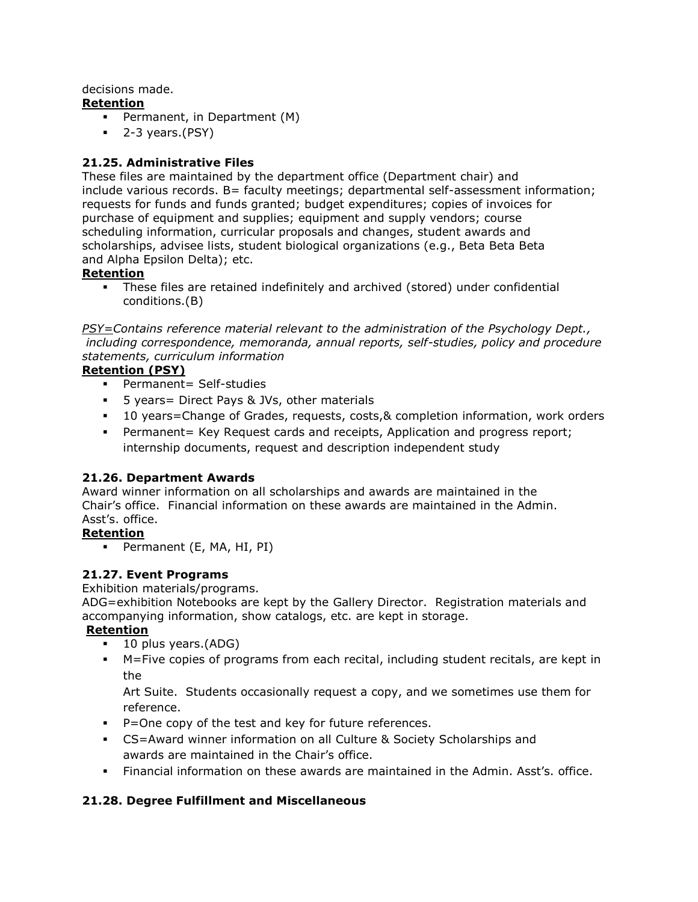decisions made.

**Retention**

- Permanent, in Department (M)
- 2-3 years.(PSY)

### 21.25. Administrative Files

These files are maintained by the department office (Department chair) and include various records. B= faculty meetings; departmental self-assessment information; requests for funds and funds granted; budget expenditures; copies of invoices for purchase of equipment and supplies; equipment and supply vendors; course scheduling information, curricular proposals and changes, student awards and scholarships, advisee lists, student biological organizations (e.g., Beta Beta Beta and Alpha Epsilon Delta); etc.

**Retention**

- These files are retained indefinitely and archived (stored) under confidential conditions.(B)

*PSY=Contains reference material relevant to the administration of the Psychology Dept., including correspondence, memoranda, annual reports, self-studies, policy and procedure statements, curriculum information*

**Retention (PSY)**

- Permanent= Self-studies
- 5 years= Direct Pays & JVs, other materials
- 10 years=Change of Grades, requests, costs,& completion information, work orders
- Permanent= Key Request cards and receipts, Application and progress report; internship documents, request and description independent study

### 21.26. Department Awards

Award winner information on all scholarships and awards are maintained in the Chair's office. Financial information on these awards are maintained in the Admin. Asst's. office.

**Retention**

- Permanent (E, MA, HI, PI)

### 21.27. Event Programs

Exhibition materials/programs.

ADG=exhibition Notebooks are kept by the Gallery Director. Registration materials and accompanying information, show catalogs, etc. are kept in storage.

**Retention**

- 10 plus years.(ADG)
- M=Five copies of programs from each recital, including student recitals, are kept in the Art Suite. Students occasionally request a copy, and we sometimes use them for reference.
- P=One copy of the test and key for future references.
- CS=Award winner information on all Culture & Society Scholarships and awards are maintained in the Chair's office.
- Financial information on these awards are maintained in the Admin. Asst's. office.

### 21.28. Degree Fulfillment and Miscellaneous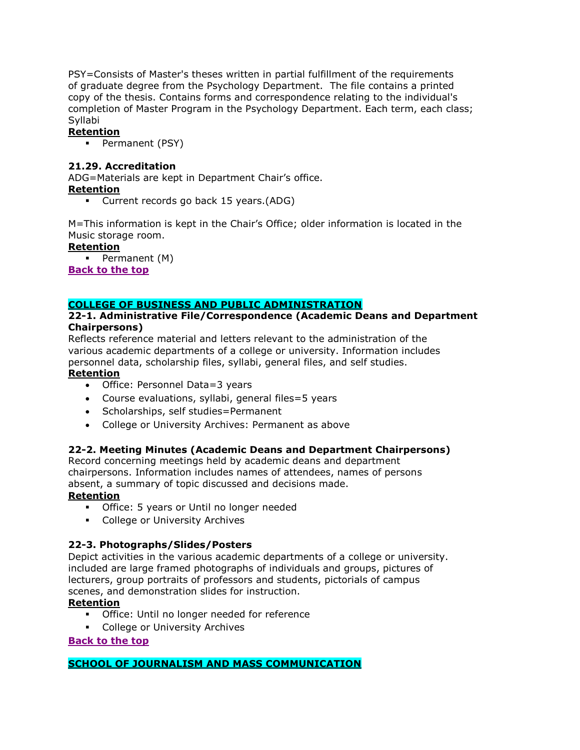PSY=Consists of Master's theses written in partial fulfillment of the requirements of graduate degree from the Psychology Department. The file contains a printed copy of the thesis. Contains forms and correspondence relating to the individual's completion of Master Program in the Psychology Department. Each term, each class; Syllabi

**Retention**

- Permanent (PSY)

**21.29. Accreditation**

ADG=Materials are kept in Department Chair's office.

**Retention**

- Current records go back 15 years.(ADG)

M=This information is kept in the Chair's Office; older information is located in the Music storage room.

**Retention**

- Permanent (M)

**Back to the top**

## COLLEGE OF BUSINESS AND PUBLIC ADMINISTRATION

**22-1. Administrative File/Correspondence (Academic Deans and Department Chairpersons)**

Reflects reference material and letters relevant to the administration of the various academic departments of a college or university. Information includes personnel data, scholarship files, syllabi, general files, and self studies.

**Retention**

- Office: Personnel Data=3 years
- Course evaluations, syllabi, general files=5 years
- Scholarships, self studies=Permanent
- College or University Archives: Permanent as above

**22-2. Meeting Minutes (Academic Deans and Department Chairpersons)**

Record concerning meetings held by academic deans and department chairpersons. Information includes names of attendees, names of persons absent, a summary of topic discussed and decisions made.

**Retention**

- Office: 5 years or Until no longer needed
- College or University Archives

**22-3. Photographs/Slides/Posters**

Depict activities in the various academic departments of a college or university. included are large framed photographs of individuals and groups, pictures of lecturers, group portraits of professors and students, pictorials of campus scenes, and demonstration slides for instruction.

**Retention**

- Office: Until no longer needed for reference
- College or University Archives

**Back to the top**

## SCHOOL OF JOURNALISM AND MASS COMMUNICATION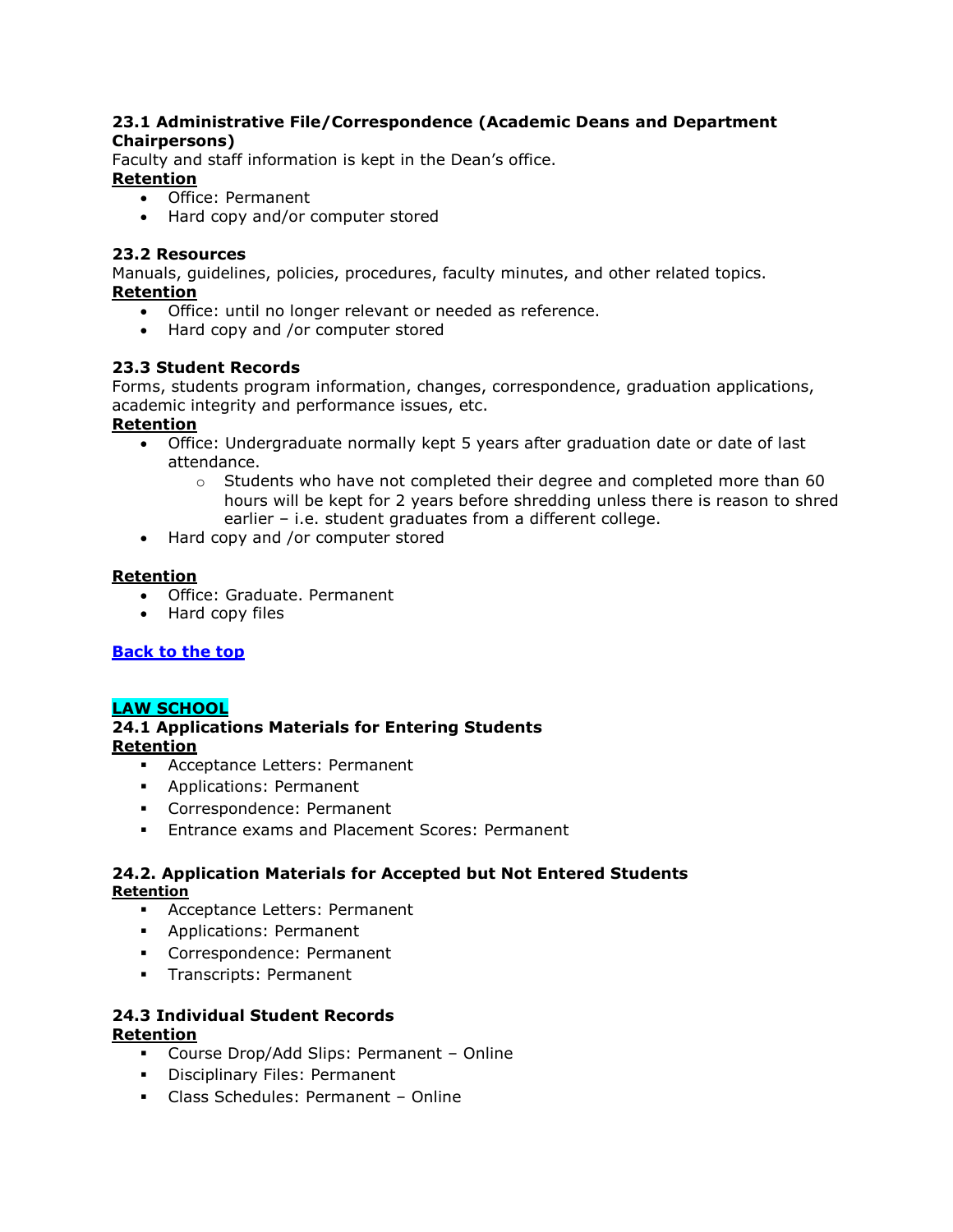**23.1 Administrative File/Correspondence (Academic Deans and Department Chairpersons)**
Faculty and staff information is kept in the Dean's office.
**<u>Retention</u>**

- Office: Permanent
- Hard copy and/or computer stored

**23.2 Resources**
Manuals, guidelines, policies, procedures, faculty minutes, and other related topics.
**<u>Retention</u>**

- Office: until no longer relevant or needed as reference.
- Hard copy and /or computer stored

**23.3 Student Records**
Forms, students program information, changes, correspondence, graduation applications, academic integrity and performance issues, etc.
**<u>Retention</u>**

- Office: Undergraduate normally kept 5 years after graduation date or date of last attendance.
    - Students who have not completed their degree and completed more than 60 hours will be kept for 2 years before shredding unless there is reason to shred earlier – i.e. student graduates from a different college.
- Hard copy and /or computer stored

**<u>Retention</u>**

- Office: Graduate. Permanent
- Hard copy files

**[Back to the top]**

## LAW SCHOOL

**24.1 Applications Materials for Entering Students**
**<u>Retention</u>**

- Acceptance Letters: Permanent
- Applications: Permanent
- Correspondence: Permanent
- Entrance exams and Placement Scores: Permanent

**24.2. Application Materials for Accepted but Not Entered Students**
**<u>Retention</u>**

- Acceptance Letters: Permanent
- Applications: Permanent
- Correspondence: Permanent
- Transcripts: Permanent

**24.3 Individual Student Records**
**<u>Retention</u>**

- Course Drop/Add Slips: Permanent – Online
- Disciplinary Files: Permanent
- Class Schedules: Permanent – Online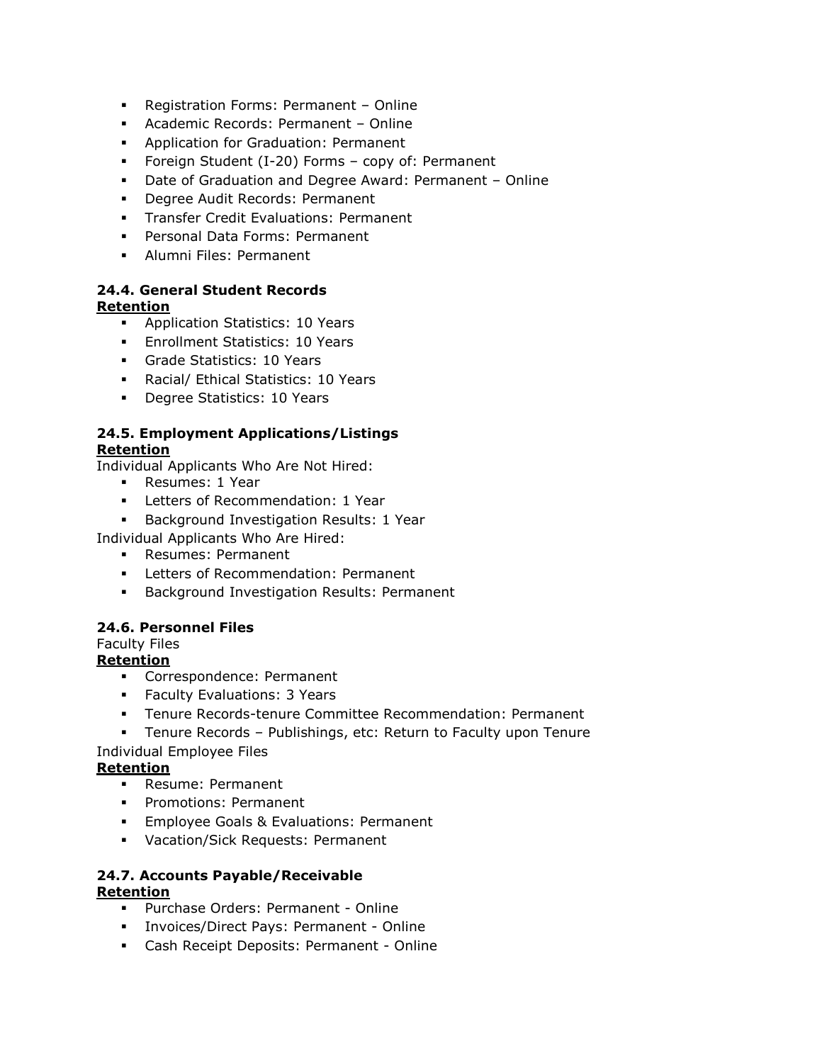- Registration Forms: Permanent – Online
- Academic Records: Permanent – Online
- Application for Graduation: Permanent
- Foreign Student (I-20) Forms – copy of: Permanent
- Date of Graduation and Degree Award: Permanent – Online
- Degree Audit Records: Permanent
- Transfer Credit Evaluations: Permanent
- Personal Data Forms: Permanent
- Alumni Files: Permanent

### 24.4. General Student Records

**Retention**

- Application Statistics: 10 Years
- Enrollment Statistics: 10 Years
- Grade Statistics: 10 Years
- Racial/ Ethical Statistics: 10 Years
- Degree Statistics: 10 Years

### 24.5. Employment Applications/Listings

**Retention**

Individual Applicants Who Are Not Hired:

- Resumes: 1 Year
- Letters of Recommendation: 1 Year
- Background Investigation Results: 1 Year

Individual Applicants Who Are Hired:

- Resumes: Permanent
- Letters of Recommendation: Permanent
- Background Investigation Results: Permanent

### 24.6. Personnel Files

Faculty Files

**Retention**

- Correspondence: Permanent
- Faculty Evaluations: 3 Years
- Tenure Records-tenure Committee Recommendation: Permanent
- Tenure Records – Publishings, etc: Return to Faculty upon Tenure

Individual Employee Files

**Retention**

- Resume: Permanent
- Promotions: Permanent
- Employee Goals & Evaluations: Permanent
- Vacation/Sick Requests: Permanent

### 24.7. Accounts Payable/Receivable

**Retention**

- Purchase Orders: Permanent - Online
- Invoices/Direct Pays: Permanent - Online
- Cash Receipt Deposits: Permanent - Online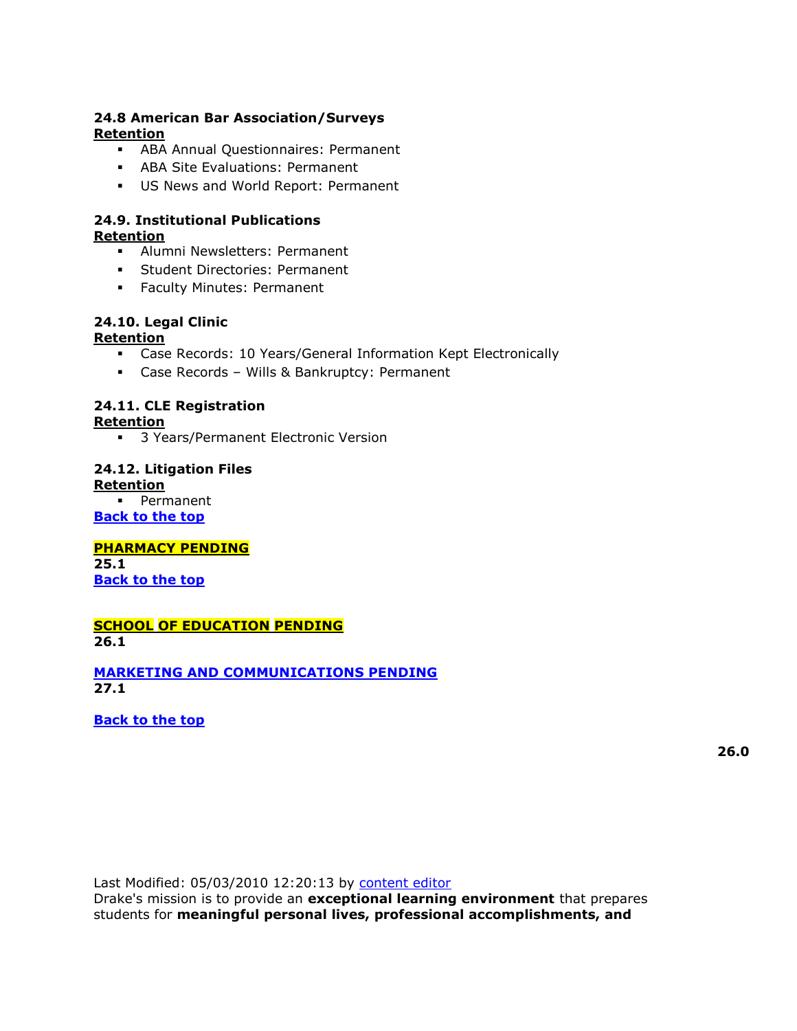### 24.8 American Bar Association/Surveys

**Retention**

- ABA Annual Questionnaires: Permanent
- ABA Site Evaluations: Permanent
- US News and World Report: Permanent

### 24.9. Institutional Publications

**Retention**

- Alumni Newsletters: Permanent
- Student Directories: Permanent
- Faculty Minutes: Permanent

### 24.10. Legal Clinic

**Retention**

- Case Records: 10 Years/General Information Kept Electronically
- Case Records – Wills & Bankruptcy: Permanent

### 24.11. CLE Registration

**Retention**

- 3 Years/Permanent Electronic Version

### 24.12. Litigation Files

**Retention**

- Permanent

Back to the top

**PHARMACY PENDING**

**25.1**

Back to the top

**SCHOOL OF EDUCATION PENDING**

**26.1**

**MARKETING AND COMMUNICATIONS PENDING**

**27.1**

Back to the top

**26.0**

Last Modified: 05/03/2010 12:20:13 by content editor

Drake's mission is to provide an **exceptional learning environment** that prepares students for **meaningful personal lives, professional accomplishments, and**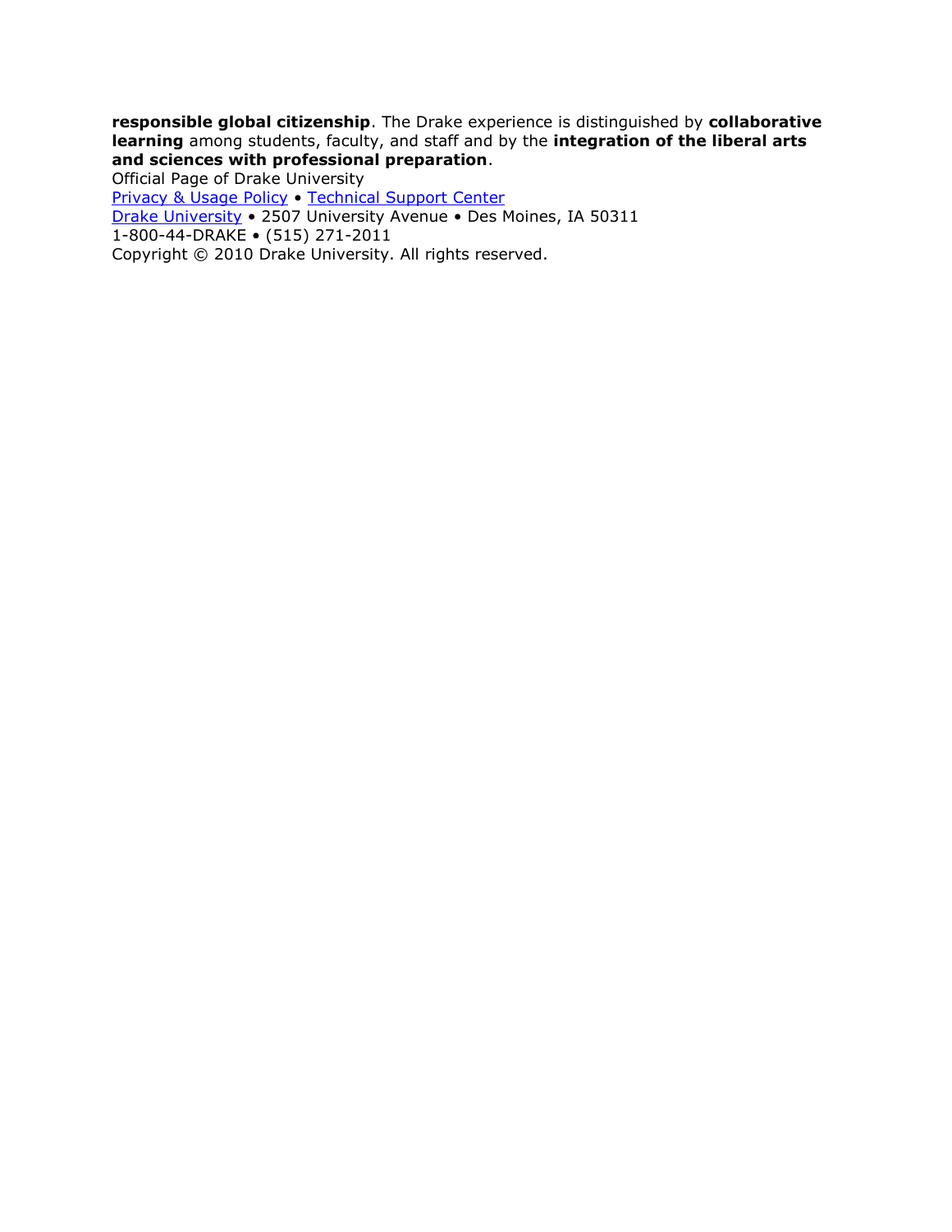**responsible global citizenship**. The Drake experience is distinguished by **collaborative learning** among students, faculty, and staff and by the **integration of the liberal arts and sciences with professional preparation**.

Official Page of Drake University

Privacy & Usage Policy • Technical Support Center

Drake University • 2507 University Avenue • Des Moines, IA 50311

1-800-44-DRAKE • (515) 271-2011

Copyright © 2010 Drake University. All rights reserved.